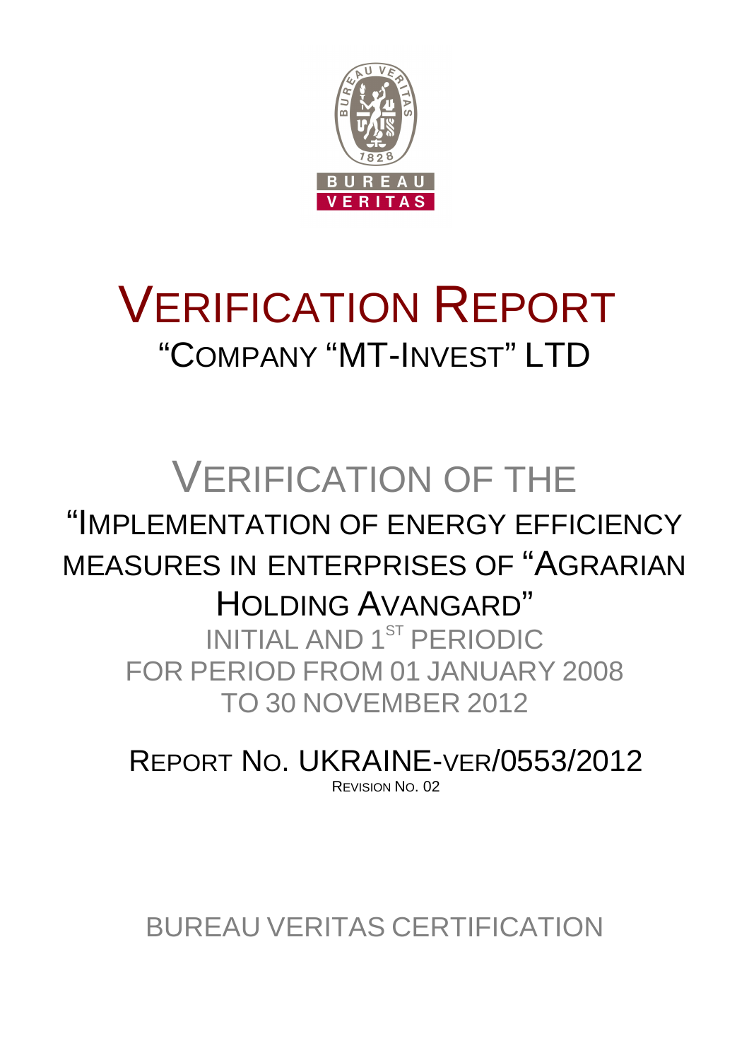# VERIFICATION REPORT

## "COMPANY "MT-INVEST" LTD

# VERIFICATION OF THE

## "IMPLEMENTATION OF ENERGY EFFICIENCY MEASURES IN ENTERPRISES OF "AGRARIAN HOLDING AVANGARD"

INITIAL AND 1ST PERIODIC
FOR PERIOD FROM 01 JANUARY 2008
TO 30 NOVEMBER 2012

REPORT NO. UKRAINE-VER/0553/2012

REVISION NO. 02

BUREAU VERITAS CERTIFICATION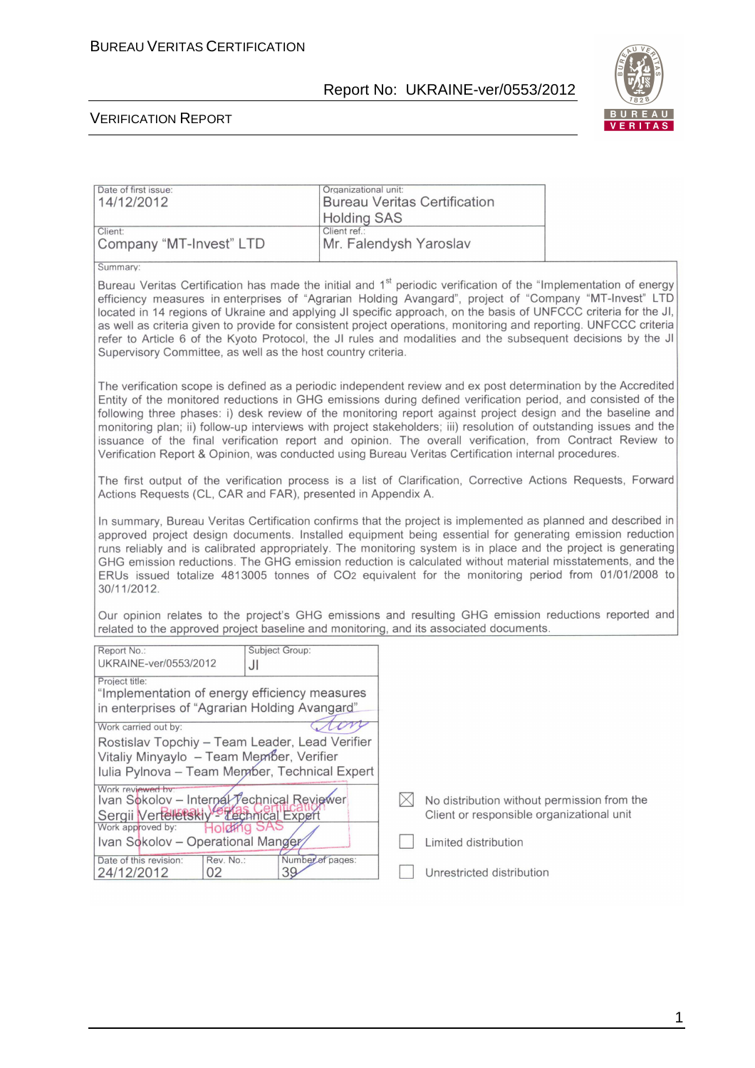| Date of first issue: 14/12/2012 | Organizational unit: Bureau Veritas Certification Holding SAS |
| --- | --- |
| Client: Company “MT-Invest” LTD | Client ref.: Mr. Falendysh Yaroslav |

**Summary:**

Bureau Veritas Certification has made the initial and 1st periodic verification of the “Implementation of energy efficiency measures in enterprises of “Agrarian Holding Avangard”, project of “Company “MT-Invest” LTD located in 14 regions of Ukraine and applying JI specific approach, on the basis of UNFCCC criteria for the JI, as well as criteria given to provide for consistent project operations, monitoring and reporting. UNFCCC criteria refer to Article 6 of the Kyoto Protocol, the JI rules and modalities and the subsequent decisions by the JI Supervisory Committee, as well as the host country criteria.

The verification scope is defined as a periodic independent review and ex post determination by the Accredited Entity of the monitored reductions in GHG emissions during defined verification period, and consisted of the following three phases: i) desk review of the monitoring report against project design and the baseline and monitoring plan; ii) follow-up interviews with project stakeholders; iii) resolution of outstanding issues and the issuance of the final verification report and opinion. The overall verification, from Contract Review to Verification Report & Opinion, was conducted using Bureau Veritas Certification internal procedures.

The first output of the verification process is a list of Clarification, Corrective Actions Requests, Forward Actions Requests (CL, CAR and FAR), presented in Appendix A.

In summary, Bureau Veritas Certification confirms that the project is implemented as planned and described in approved project design documents. Installed equipment being essential for generating emission reduction runs reliably and is calibrated appropriately. The monitoring system is in place and the project is generating GHG emission reductions. The GHG emission reduction is calculated without material misstatements, and the ERUs issued totalize 4813005 tonnes of $CO_2$ equivalent for the monitoring period from 01/01/2008 to 30/11/2012.

Our opinion relates to the project's GHG emissions and resulting GHG emission reductions reported and related to the approved project baseline and monitoring, and its associated documents.

| Report No.: UKRAINE-ver/0553/2012 | Subject Group: JI | |
| --- | --- | --- |
| Project title: “Implementation of energy efficiency measures in enterprises of “Agrarian Holding Avangard” | | |
| Work carried out by: Rostislav Topchiy – Team Leader, Lead Verifier; Vitaliy Minyaylo – Team Member, Verifier; Iulia Pylnova – Team Member, Technical Expert | | |
| Work reviewed by: Ivan Sokolov – Internal Technical Reviewer; Sergii Verteletskiy – Technical Expert | | |
| Work approved by: Ivan Sokolov – Operational Manger | | |
| Date of this revision: 24/12/2012 | Rev. No.: 02 | Number of pages: 39 |

- ☒ No distribution without permission from the Client or responsible organizational unit
- ☐ Limited distribution
- ☐ Unrestricted distribution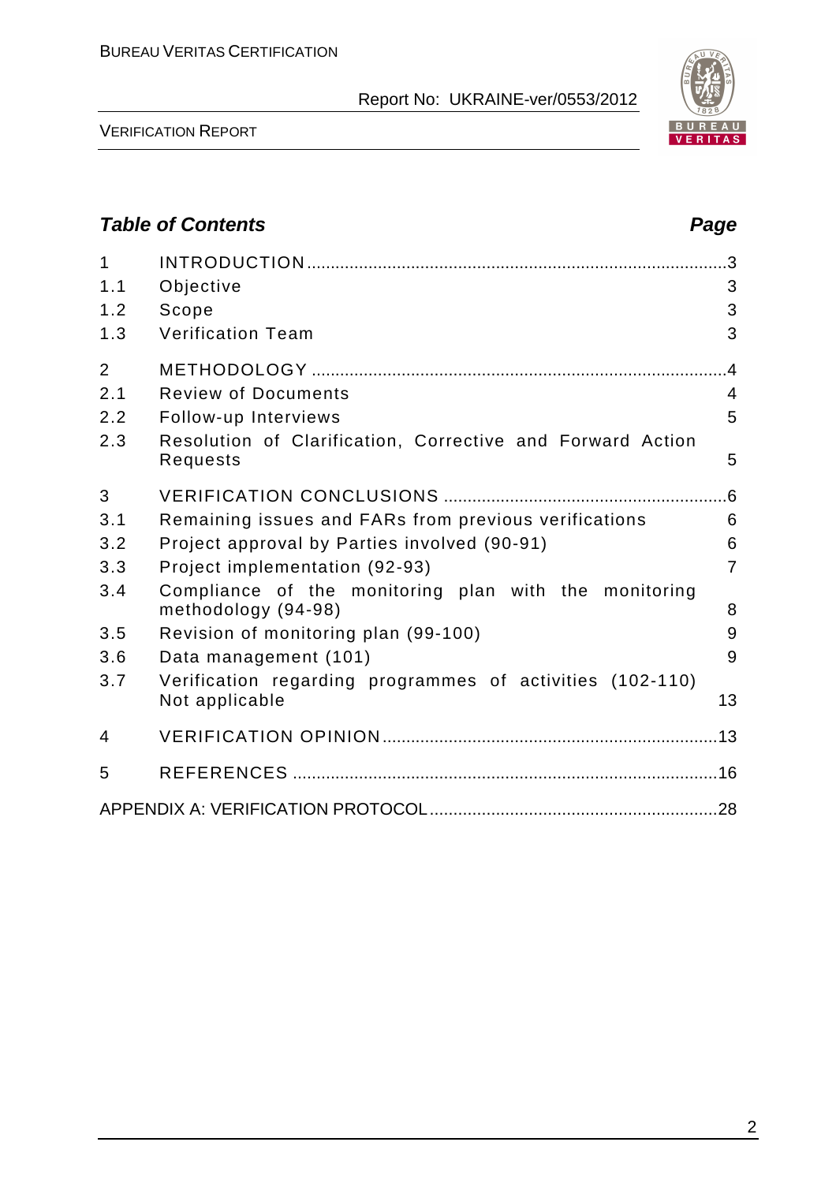## Table of Contents

| | | Page |
|---|---|---|
| 1 | INTRODUCTION | 3 |
| 1.1 | Objective | 3 |
| 1.2 | Scope | 3 |
| 1.3 | Verification Team | 3 |
| 2 | METHODOLOGY | 4 |
| 2.1 | Review of Documents | 4 |
| 2.2 | Follow-up Interviews | 5 |
| 2.3 | Resolution of Clarification, Corrective and Forward Action Requests | 5 |
| 3 | VERIFICATION CONCLUSIONS | 6 |
| 3.1 | Remaining issues and FARs from previous verifications | 6 |
| 3.2 | Project approval by Parties involved (90-91) | 6 |
| 3.3 | Project implementation (92-93) | 7 |
| 3.4 | Compliance of the monitoring plan with the monitoring methodology (94-98) | 8 |
| 3.5 | Revision of monitoring plan (99-100) | 9 |
| 3.6 | Data management (101) | 9 |
| 3.7 | Verification regarding programmes of activities (102-110) Not applicable | 13 |
| 4 | VERIFICATION OPINION | 13 |
| 5 | REFERENCES | 16 |
| | APPENDIX A: VERIFICATION PROTOCOL | 28 |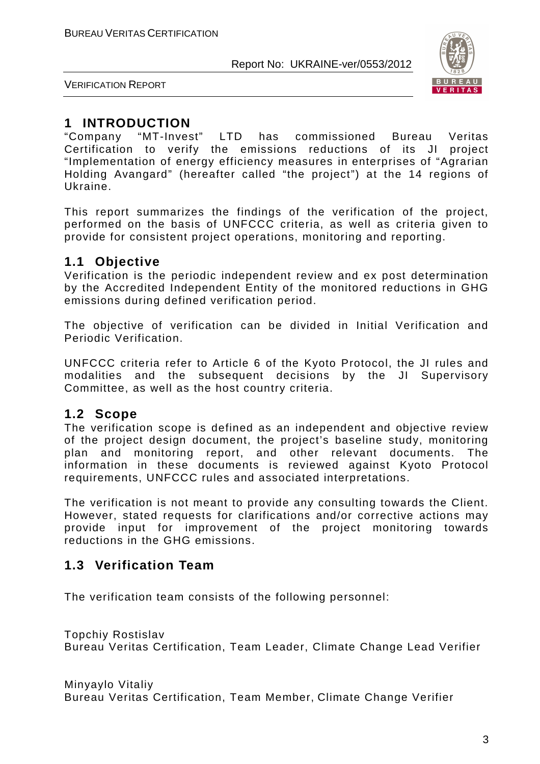# 1 INTRODUCTION

"Company "MT-Invest" LTD has commissioned Bureau Veritas Certification to verify the emissions reductions of its JI project "Implementation of energy efficiency measures in enterprises of "Agrarian Holding Avangard" (hereafter called "the project") at the 14 regions of Ukraine.

This report summarizes the findings of the verification of the project, performed on the basis of UNFCCC criteria, as well as criteria given to provide for consistent project operations, monitoring and reporting.

## 1.1 Objective

Verification is the periodic independent review and ex post determination by the Accredited Independent Entity of the monitored reductions in GHG emissions during defined verification period.

The objective of verification can be divided in Initial Verification and Periodic Verification.

UNFCCC criteria refer to Article 6 of the Kyoto Protocol, the JI rules and modalities and the subsequent decisions by the JI Supervisory Committee, as well as the host country criteria.

## 1.2 Scope

The verification scope is defined as an independent and objective review of the project design document, the project's baseline study, monitoring plan and monitoring report, and other relevant documents. The information in these documents is reviewed against Kyoto Protocol requirements, UNFCCC rules and associated interpretations.

The verification is not meant to provide any consulting towards the Client. However, stated requests for clarifications and/or corrective actions may provide input for improvement of the project monitoring towards reductions in the GHG emissions.

## 1.3 Verification Team

The verification team consists of the following personnel:

Topchiy Rostislav
Bureau Veritas Certification, Team Leader, Climate Change Lead Verifier

Minyaylo Vitaliy
Bureau Veritas Certification, Team Member, Climate Change Verifier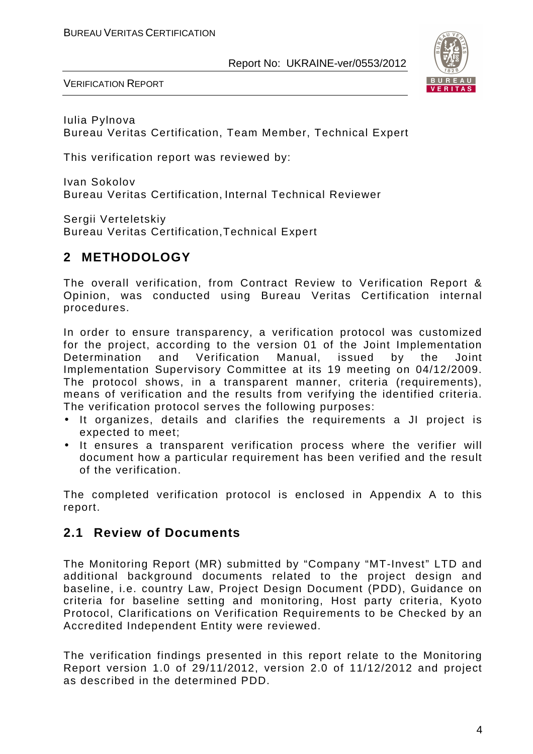Iulia Pylnova
Bureau Veritas Certification, Team Member, Technical Expert

This verification report was reviewed by:

Ivan Sokolov
Bureau Veritas Certification, Internal Technical Reviewer

Sergii Verteletskiy
Bureau Veritas Certification,Technical Expert

## 2 METHODOLOGY

The overall verification, from Contract Review to Verification Report & Opinion, was conducted using Bureau Veritas Certification internal procedures.

In order to ensure transparency, a verification protocol was customized for the project, according to the version 01 of the Joint Implementation Determination and Verification Manual, issued by the Joint Implementation Supervisory Committee at its 19 meeting on 04/12/2009. The protocol shows, in a transparent manner, criteria (requirements), means of verification and the results from verifying the identified criteria. The verification protocol serves the following purposes:

- It organizes, details and clarifies the requirements a JI project is expected to meet;
- It ensures a transparent verification process where the verifier will document how a particular requirement has been verified and the result of the verification.

The completed verification protocol is enclosed in Appendix A to this report.

### 2.1 Review of Documents

The Monitoring Report (MR) submitted by "Company "MT-Invest" LTD and additional background documents related to the project design and baseline, i.e. country Law, Project Design Document (PDD), Guidance on criteria for baseline setting and monitoring, Host party criteria, Kyoto Protocol, Clarifications on Verification Requirements to be Checked by an Accredited Independent Entity were reviewed.

The verification findings presented in this report relate to the Monitoring Report version 1.0 of 29/11/2012, version 2.0 of 11/12/2012 and project as described in the determined PDD.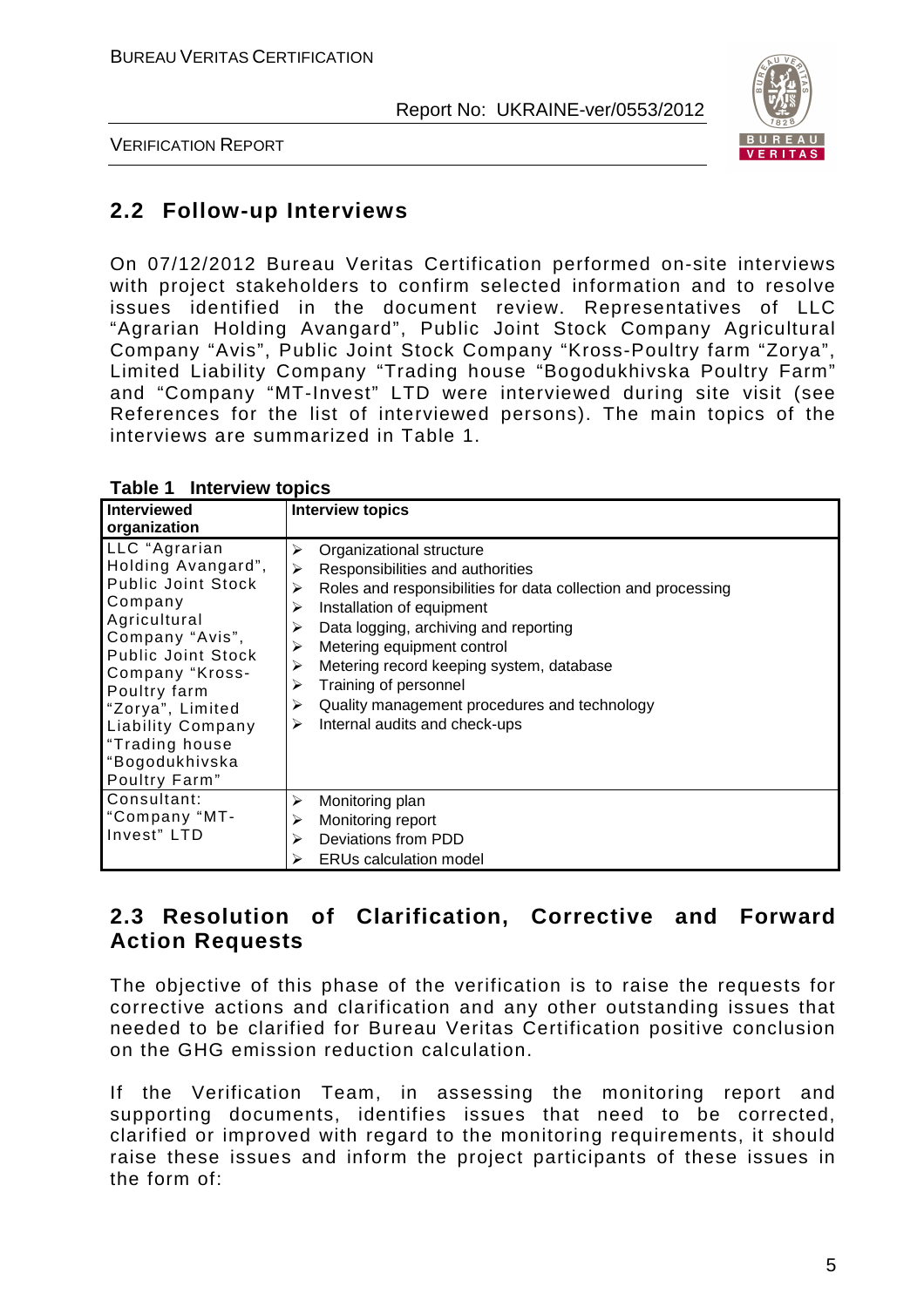## 2.2 Follow-up Interviews

On 07/12/2012 Bureau Veritas Certification performed on-site interviews with project stakeholders to confirm selected information and to resolve issues identified in the document review. Representatives of LLC "Agrarian Holding Avangard", Public Joint Stock Company Agricultural Company "Avis", Public Joint Stock Company "Kross-Poultry farm "Zorya", Limited Liability Company "Trading house "Bogodukhivska Poultry Farm" and "Company "MT-Invest" LTD were interviewed during site visit (see References for the list of interviewed persons). The main topics of the interviews are summarized in Table 1.

**Table 1 Interview topics**

| Interviewed organization | Interview topics |
|---|---|
| LLC "Agrarian Holding Avangard", Public Joint Stock Company Agricultural Company "Avis", Public Joint Stock Company "Kross-Poultry farm "Zorya", Limited Liability Company "Trading house "Bogodukhivska Poultry Farm" | ➢ Organizational structure<br>➢ Responsibilities and authorities<br>➢ Roles and responsibilities for data collection and processing<br>➢ Installation of equipment<br>➢ Data logging, archiving and reporting<br>➢ Metering equipment control<br>➢ Metering record keeping system, database<br>➢ Training of personnel<br>➢ Quality management procedures and technology<br>➢ Internal audits and check-ups |
| Consultant: "Company "MT-Invest" LTD | ➢ Monitoring plan<br>➢ Monitoring report<br>➢ Deviations from PDD<br>➢ ERUs calculation model |

## 2.3 Resolution of Clarification, Corrective and Forward Action Requests

The objective of this phase of the verification is to raise the requests for corrective actions and clarification and any other outstanding issues that needed to be clarified for Bureau Veritas Certification positive conclusion on the GHG emission reduction calculation.

If the Verification Team, in assessing the monitoring report and supporting documents, identifies issues that need to be corrected, clarified or improved with regard to the monitoring requirements, it should raise these issues and inform the project participants of these issues in the form of: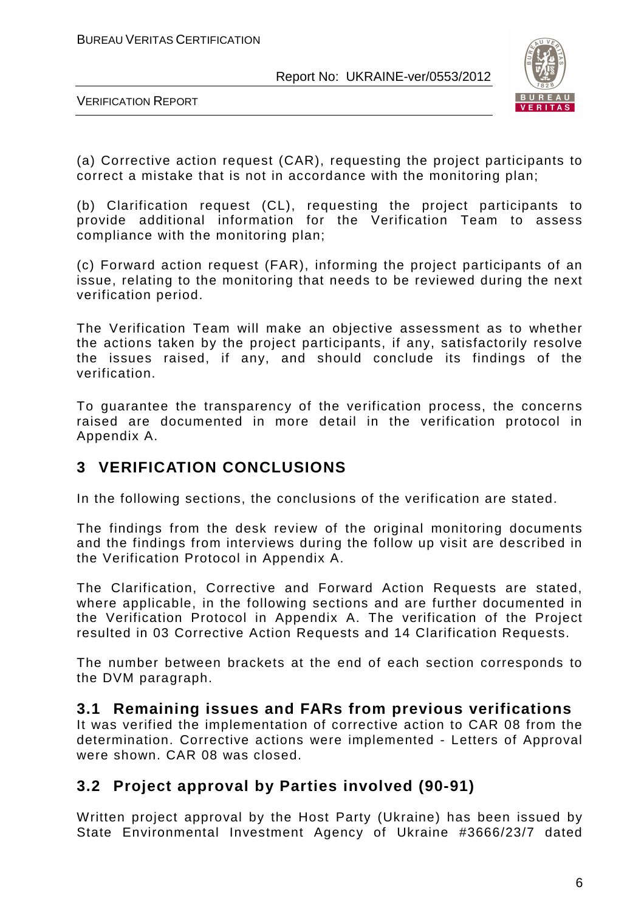(a) Corrective action request (CAR), requesting the project participants to correct a mistake that is not in accordance with the monitoring plan;

(b) Clarification request (CL), requesting the project participants to provide additional information for the Verification Team to assess compliance with the monitoring plan;

(c) Forward action request (FAR), informing the project participants of an issue, relating to the monitoring that needs to be reviewed during the next verification period.

The Verification Team will make an objective assessment as to whether the actions taken by the project participants, if any, satisfactorily resolve the issues raised, if any, and should conclude its findings of the verification.

To guarantee the transparency of the verification process, the concerns raised are documented in more detail in the verification protocol in Appendix A.

# 3 VERIFICATION CONCLUSIONS

In the following sections, the conclusions of the verification are stated.

The findings from the desk review of the original monitoring documents and the findings from interviews during the follow up visit are described in the Verification Protocol in Appendix A.

The Clarification, Corrective and Forward Action Requests are stated, where applicable, in the following sections and are further documented in the Verification Protocol in Appendix A. The verification of the Project resulted in 03 Corrective Action Requests and 14 Clarification Requests.

The number between brackets at the end of each section corresponds to the DVM paragraph.

## 3.1 Remaining issues and FARs from previous verifications

It was verified the implementation of corrective action to CAR 08 from the determination. Corrective actions were implemented - Letters of Approval were shown. CAR 08 was closed.

## 3.2 Project approval by Parties involved (90-91)

Written project approval by the Host Party (Ukraine) has been issued by State Environmental Investment Agency of Ukraine #3666/23/7 dated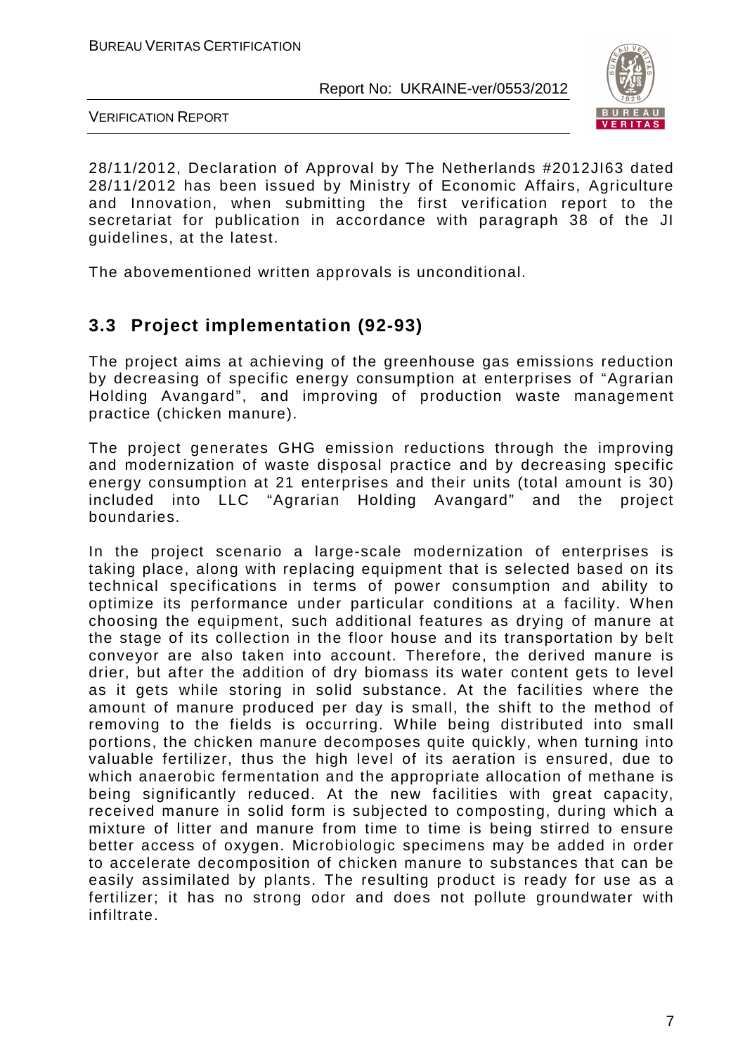28/11/2012, Declaration of Approval by The Netherlands #2012JI63 dated 28/11/2012 has been issued by Ministry of Economic Affairs, Agriculture and Innovation, when submitting the first verification report to the secretariat for publication in accordance with paragraph 38 of the JI guidelines, at the latest.

The abovementioned written approvals is unconditional.

## 3.3 Project implementation (92-93)

The project aims at achieving of the greenhouse gas emissions reduction by decreasing of specific energy consumption at enterprises of "Agrarian Holding Avangard", and improving of production waste management practice (chicken manure).

The project generates GHG emission reductions through the improving and modernization of waste disposal practice and by decreasing specific energy consumption at 21 enterprises and their units (total amount is 30) included into LLC "Agrarian Holding Avangard" and the project boundaries.

In the project scenario a large-scale modernization of enterprises is taking place, along with replacing equipment that is selected based on its technical specifications in terms of power consumption and ability to optimize its performance under particular conditions at a facility. When choosing the equipment, such additional features as drying of manure at the stage of its collection in the floor house and its transportation by belt conveyor are also taken into account. Therefore, the derived manure is drier, but after the addition of dry biomass its water content gets to level as it gets while storing in solid substance. At the facilities where the amount of manure produced per day is small, the shift to the method of removing to the fields is occurring. While being distributed into small portions, the chicken manure decomposes quite quickly, when turning into valuable fertilizer, thus the high level of its aeration is ensured, due to which anaerobic fermentation and the appropriate allocation of methane is being significantly reduced. At the new facilities with great capacity, received manure in solid form is subjected to composting, during which a mixture of litter and manure from time to time is being stirred to ensure better access of oxygen. Microbiologic specimens may be added in order to accelerate decomposition of chicken manure to substances that can be easily assimilated by plants. The resulting product is ready for use as a fertilizer; it has no strong odor and does not pollute groundwater with infiltrate.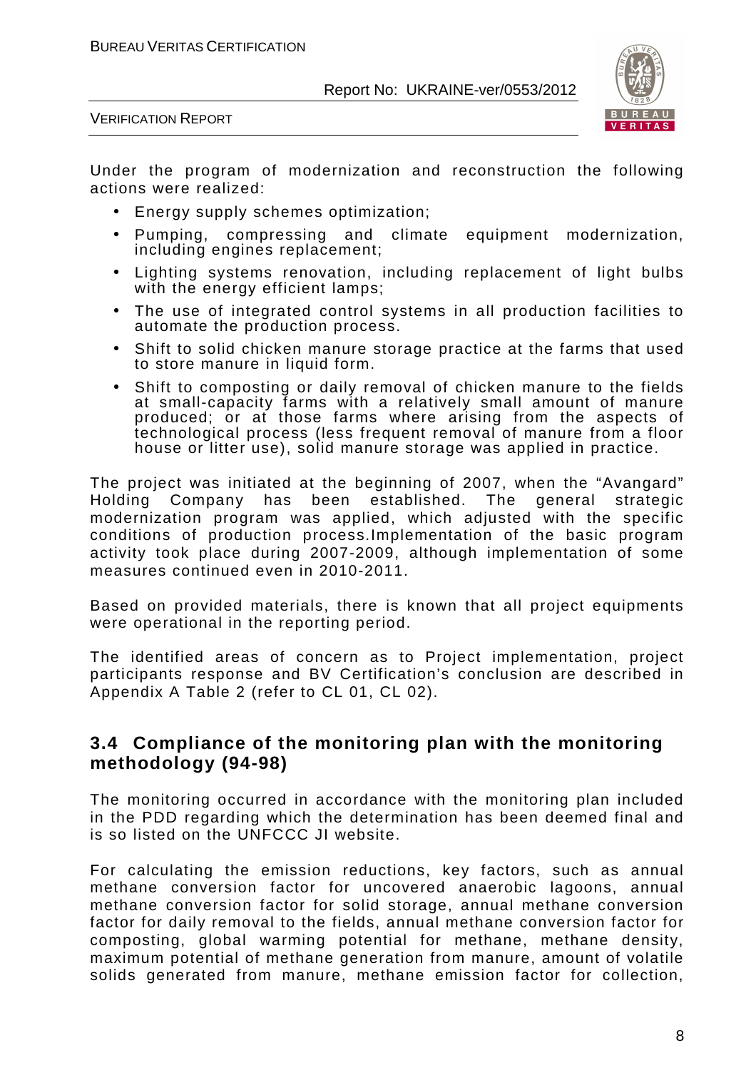Under the program of modernization and reconstruction the following actions were realized:

- Energy supply schemes optimization;
- Pumping, compressing and climate equipment modernization, including engines replacement;
- Lighting systems renovation, including replacement of light bulbs with the energy efficient lamps;
- The use of integrated control systems in all production facilities to automate the production process.
- Shift to solid chicken manure storage practice at the farms that used to store manure in liquid form.
- Shift to composting or daily removal of chicken manure to the fields at small-capacity farms with a relatively small amount of manure produced; or at those farms where arising from the aspects of technological process (less frequent removal of manure from a floor house or litter use), solid manure storage was applied in practice.

The project was initiated at the beginning of 2007, when the "Avangard" Holding Company has been established. The general strategic modernization program was applied, which adjusted with the specific conditions of production process.Implementation of the basic program activity took place during 2007-2009, although implementation of some measures continued even in 2010-2011.

Based on provided materials, there is known that all project equipments were operational in the reporting period.

The identified areas of concern as to Project implementation, project participants response and BV Certification's conclusion are described in Appendix A Table 2 (refer to CL 01, CL 02).

## 3.4 Compliance of the monitoring plan with the monitoring methodology (94-98)

The monitoring occurred in accordance with the monitoring plan included in the PDD regarding which the determination has been deemed final and is so listed on the UNFCCC JI website.

For calculating the emission reductions, key factors, such as annual methane conversion factor for uncovered anaerobic lagoons, annual methane conversion factor for solid storage, annual methane conversion factor for daily removal to the fields, annual methane conversion factor for composting, global warming potential for methane, methane density, maximum potential of methane generation from manure, amount of volatile solids generated from manure, methane emission factor for collection,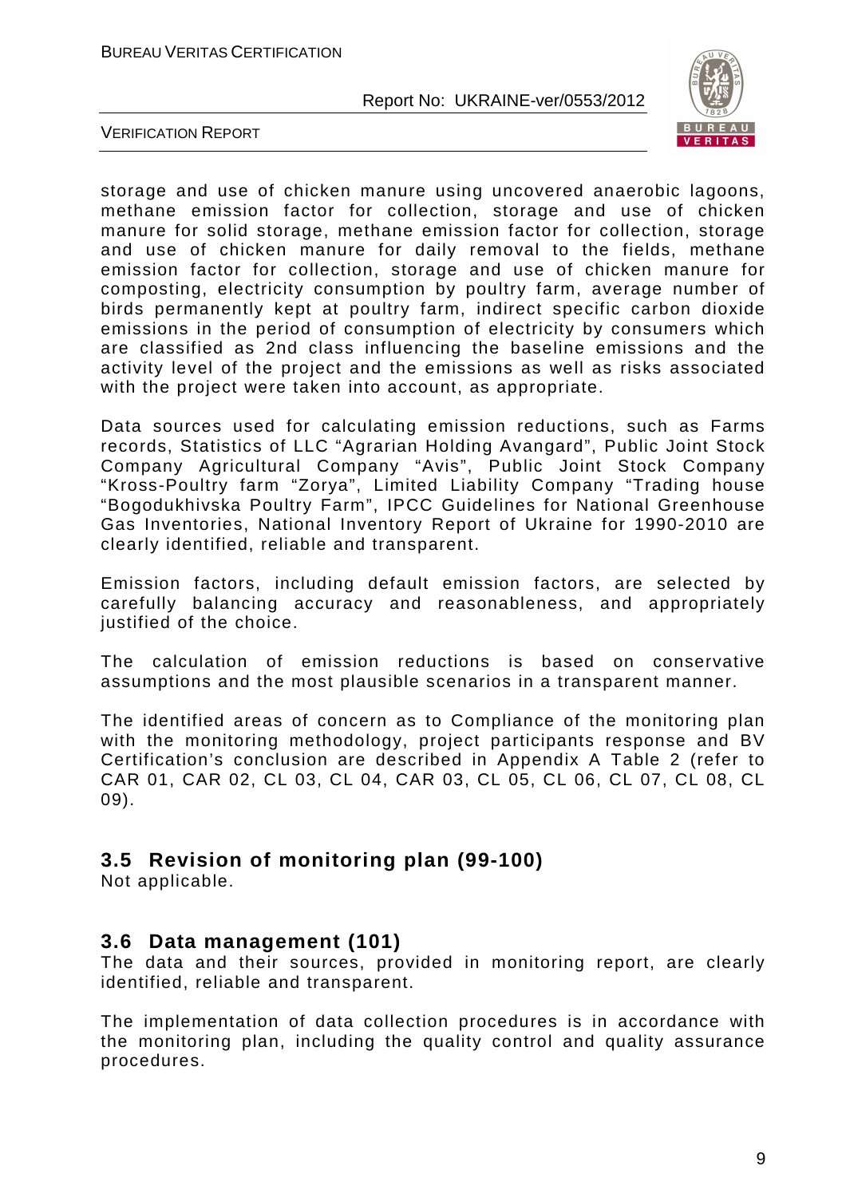storage and use of chicken manure using uncovered anaerobic lagoons, methane emission factor for collection, storage and use of chicken manure for solid storage, methane emission factor for collection, storage and use of chicken manure for daily removal to the fields, methane emission factor for collection, storage and use of chicken manure for composting, electricity consumption by poultry farm, average number of birds permanently kept at poultry farm, indirect specific carbon dioxide emissions in the period of consumption of electricity by consumers which are classified as 2nd class influencing the baseline emissions and the activity level of the project and the emissions as well as risks associated with the project were taken into account, as appropriate.

Data sources used for calculating emission reductions, such as Farms records, Statistics of LLC "Agrarian Holding Avangard", Public Joint Stock Company Agricultural Company "Avis", Public Joint Stock Company "Kross-Poultry farm "Zorya", Limited Liability Company "Trading house "Bogodukhivska Poultry Farm", IPCC Guidelines for National Greenhouse Gas Inventories, National Inventory Report of Ukraine for 1990-2010 are clearly identified, reliable and transparent.

Emission factors, including default emission factors, are selected by carefully balancing accuracy and reasonableness, and appropriately justified of the choice.

The calculation of emission reductions is based on conservative assumptions and the most plausible scenarios in a transparent manner.

The identified areas of concern as to Compliance of the monitoring plan with the monitoring methodology, project participants response and BV Certification's conclusion are described in Appendix A Table 2 (refer to CAR 01, CAR 02, CL 03, CL 04, CAR 03, CL 05, CL 06, CL 07, CL 08, CL 09).

## 3.5 Revision of monitoring plan (99-100)

Not applicable.

## 3.6 Data management (101)

The data and their sources, provided in monitoring report, are clearly identified, reliable and transparent.

The implementation of data collection procedures is in accordance with the monitoring plan, including the quality control and quality assurance procedures.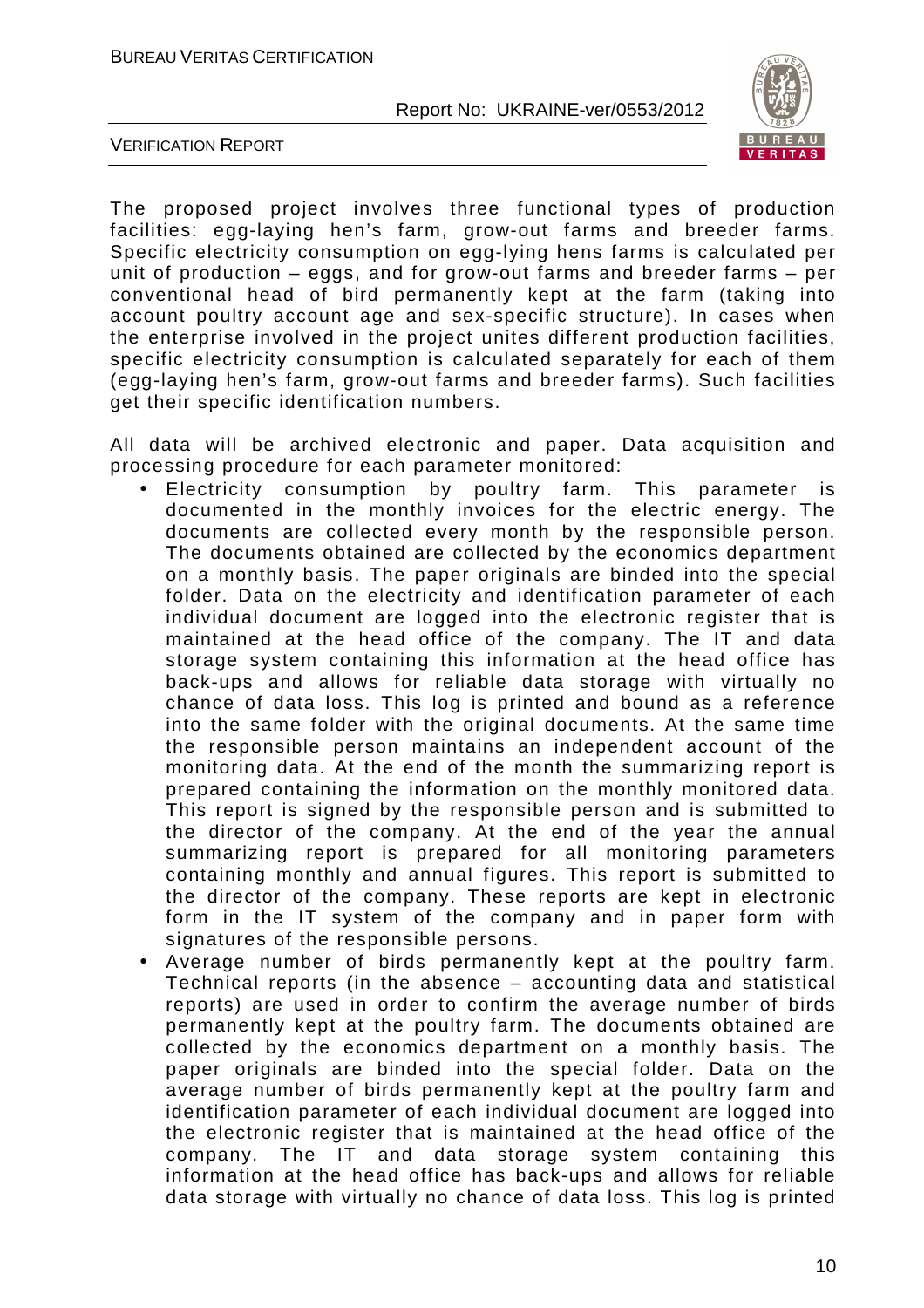The proposed project involves three functional types of production facilities: egg-laying hen's farm, grow-out farms and breeder farms. Specific electricity consumption on egg-lying hens farms is calculated per unit of production – eggs, and for grow-out farms and breeder farms – per conventional head of bird permanently kept at the farm (taking into account poultry account age and sex-specific structure). In cases when the enterprise involved in the project unites different production facilities, specific electricity consumption is calculated separately for each of them (egg-laying hen's farm, grow-out farms and breeder farms). Such facilities get their specific identification numbers.

All data will be archived electronic and paper. Data acquisition and processing procedure for each parameter monitored:

- Electricity consumption by poultry farm. This parameter is documented in the monthly invoices for the electric energy. The documents are collected every month by the responsible person. The documents obtained are collected by the economics department on a monthly basis. The paper originals are binded into the special folder. Data on the electricity and identification parameter of each individual document are logged into the electronic register that is maintained at the head office of the company. The IT and data storage system containing this information at the head office has back-ups and allows for reliable data storage with virtually no chance of data loss. This log is printed and bound as a reference into the same folder with the original documents. At the same time the responsible person maintains an independent account of the monitoring data. At the end of the month the summarizing report is prepared containing the information on the monthly monitored data. This report is signed by the responsible person and is submitted to the director of the company. At the end of the year the annual summarizing report is prepared for all monitoring parameters containing monthly and annual figures. This report is submitted to the director of the company. These reports are kept in electronic form in the IT system of the company and in paper form with signatures of the responsible persons.
- Average number of birds permanently kept at the poultry farm. Technical reports (in the absence – accounting data and statistical reports) are used in order to confirm the average number of birds permanently kept at the poultry farm. The documents obtained are collected by the economics department on a monthly basis. The paper originals are binded into the special folder. Data on the average number of birds permanently kept at the poultry farm and identification parameter of each individual document are logged into the electronic register that is maintained at the head office of the company. The IT and data storage system containing this information at the head office has back-ups and allows for reliable data storage with virtually no chance of data loss. This log is printed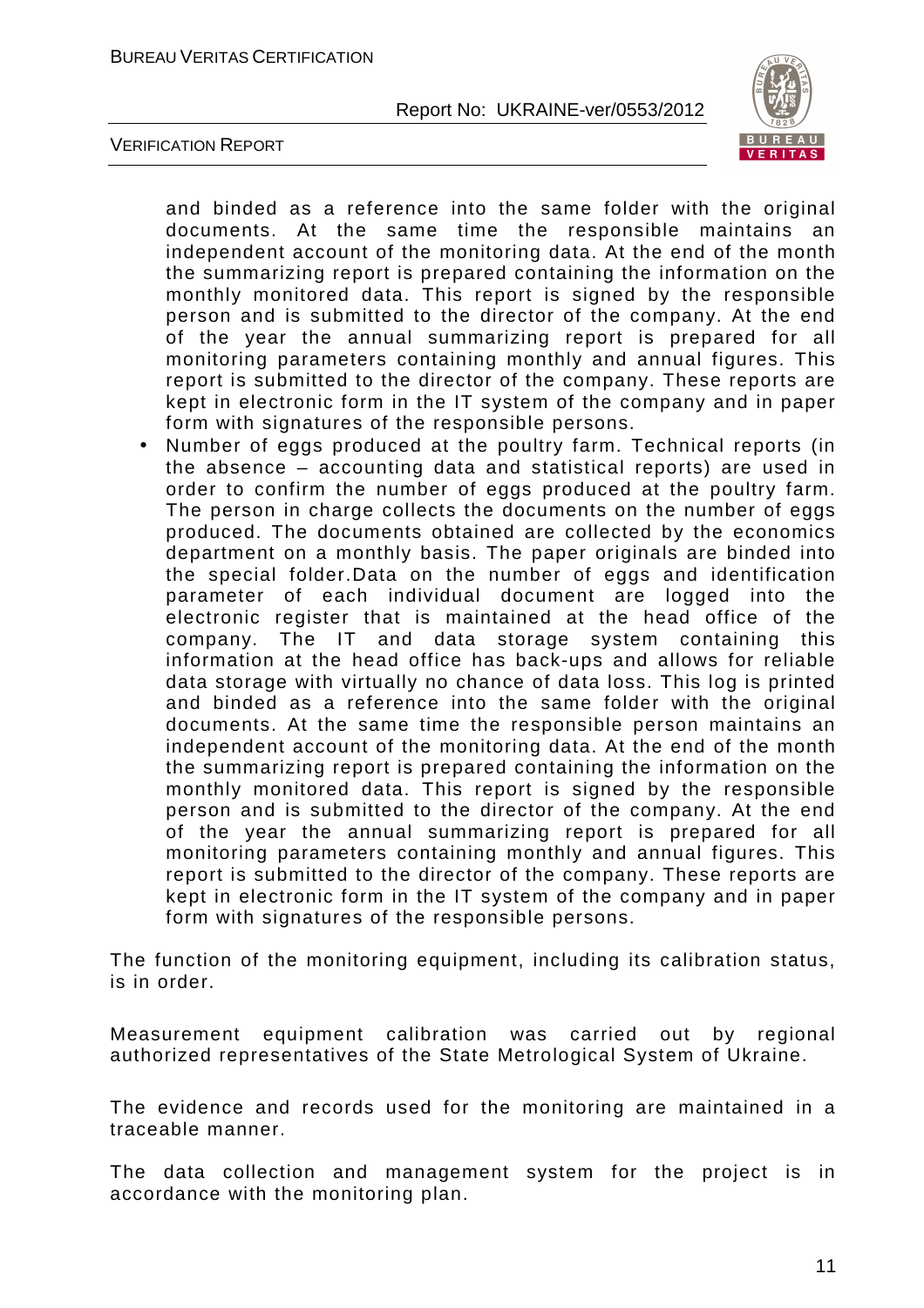and binded as a reference into the same folder with the original documents. At the same time the responsible maintains an independent account of the monitoring data. At the end of the month the summarizing report is prepared containing the information on the monthly monitored data. This report is signed by the responsible person and is submitted to the director of the company. At the end of the year the annual summarizing report is prepared for all monitoring parameters containing monthly and annual figures. This report is submitted to the director of the company. These reports are kept in electronic form in the IT system of the company and in paper form with signatures of the responsible persons.

- Number of eggs produced at the poultry farm. Technical reports (in the absence – accounting data and statistical reports) are used in order to confirm the number of eggs produced at the poultry farm. The person in charge collects the documents on the number of eggs produced. The documents obtained are collected by the economics department on a monthly basis. The paper originals are binded into the special folder.Data on the number of eggs and identification parameter of each individual document are logged into the electronic register that is maintained at the head office of the company. The IT and data storage system containing this information at the head office has back-ups and allows for reliable data storage with virtually no chance of data loss. This log is printed and binded as a reference into the same folder with the original documents. At the same time the responsible person maintains an independent account of the monitoring data. At the end of the month the summarizing report is prepared containing the information on the monthly monitored data. This report is signed by the responsible person and is submitted to the director of the company. At the end of the year the annual summarizing report is prepared for all monitoring parameters containing monthly and annual figures. This report is submitted to the director of the company. These reports are kept in electronic form in the IT system of the company and in paper form with signatures of the responsible persons.

The function of the monitoring equipment, including its calibration status, is in order.

Measurement equipment calibration was carried out by regional authorized representatives of the State Metrological System of Ukraine.

The evidence and records used for the monitoring are maintained in a traceable manner.

The data collection and management system for the project is in accordance with the monitoring plan.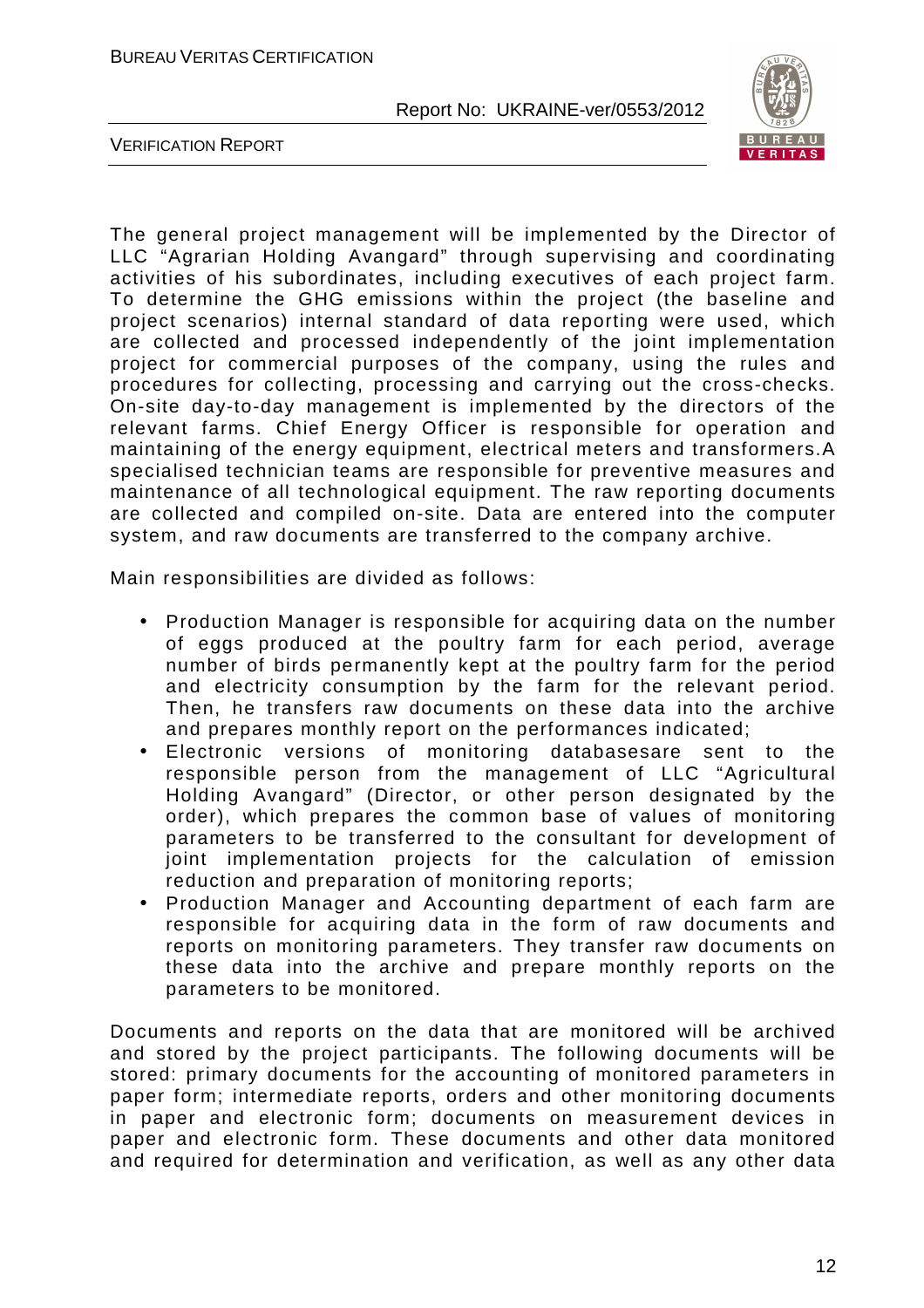The general project management will be implemented by the Director of LLC "Agrarian Holding Avangard" through supervising and coordinating activities of his subordinates, including executives of each project farm. To determine the GHG emissions within the project (the baseline and project scenarios) internal standard of data reporting were used, which are collected and processed independently of the joint implementation project for commercial purposes of the company, using the rules and procedures for collecting, processing and carrying out the cross-checks. On-site day-to-day management is implemented by the directors of the relevant farms. Chief Energy Officer is responsible for operation and maintaining of the energy equipment, electrical meters and transformers.A specialised technician teams are responsible for preventive measures and maintenance of all technological equipment. The raw reporting documents are collected and compiled on-site. Data are entered into the computer system, and raw documents are transferred to the company archive.

Main responsibilities are divided as follows:

- Production Manager is responsible for acquiring data on the number of eggs produced at the poultry farm for each period, average number of birds permanently kept at the poultry farm for the period and electricity consumption by the farm for the relevant period. Then, he transfers raw documents on these data into the archive and prepares monthly report on the performances indicated;
- Electronic versions of monitoring databasesare sent to the responsible person from the management of LLC "Agricultural Holding Avangard" (Director, or other person designated by the order), which prepares the common base of values of monitoring parameters to be transferred to the consultant for development of joint implementation projects for the calculation of emission reduction and preparation of monitoring reports;
- Production Manager and Accounting department of each farm are responsible for acquiring data in the form of raw documents and reports on monitoring parameters. They transfer raw documents on these data into the archive and prepare monthly reports on the parameters to be monitored.

Documents and reports on the data that are monitored will be archived and stored by the project participants. The following documents will be stored: primary documents for the accounting of monitored parameters in paper form; intermediate reports, orders and other monitoring documents in paper and electronic form; documents on measurement devices in paper and electronic form. These documents and other data monitored and required for determination and verification, as well as any other data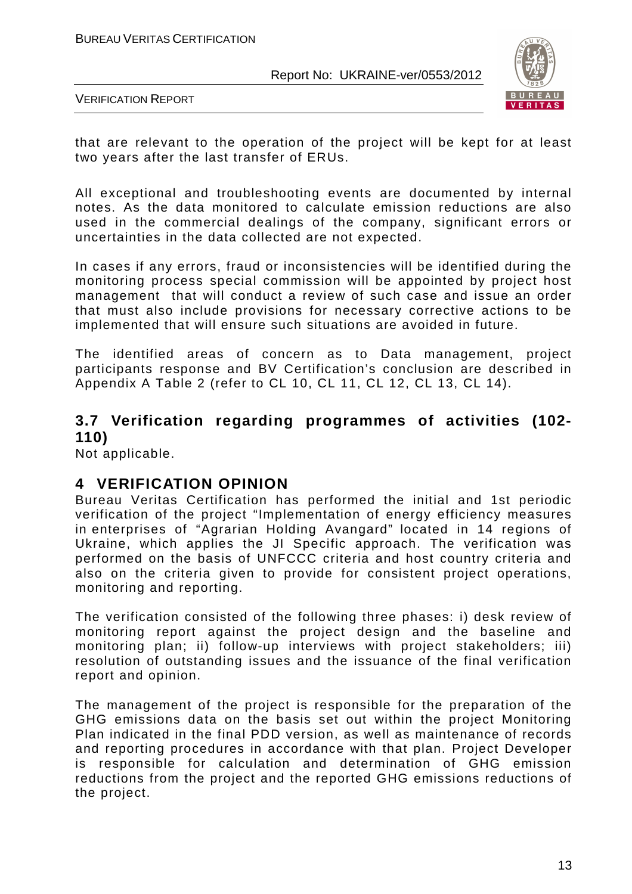that are relevant to the operation of the project will be kept for at least two years after the last transfer of ERUs.

All exceptional and troubleshooting events are documented by internal notes. As the data monitored to calculate emission reductions are also used in the commercial dealings of the company, significant errors or uncertainties in the data collected are not expected.

In cases if any errors, fraud or inconsistencies will be identified during the monitoring process special commission will be appointed by project host management that will conduct a review of such case and issue an order that must also include provisions for necessary corrective actions to be implemented that will ensure such situations are avoided in future.

The identified areas of concern as to Data management, project participants response and BV Certification's conclusion are described in Appendix A Table 2 (refer to CL 10, CL 11, CL 12, CL 13, CL 14).

## 3.7 Verification regarding programmes of activities (102-110)

Not applicable.

# 4 VERIFICATION OPINION

Bureau Veritas Certification has performed the initial and 1st periodic verification of the project "Implementation of energy efficiency measures in enterprises of "Agrarian Holding Avangard" located in 14 regions of Ukraine, which applies the JI Specific approach. The verification was performed on the basis of UNFCCC criteria and host country criteria and also on the criteria given to provide for consistent project operations, monitoring and reporting.

The verification consisted of the following three phases: i) desk review of monitoring report against the project design and the baseline and monitoring plan; ii) follow-up interviews with project stakeholders; iii) resolution of outstanding issues and the issuance of the final verification report and opinion.

The management of the project is responsible for the preparation of the GHG emissions data on the basis set out within the project Monitoring Plan indicated in the final PDD version, as well as maintenance of records and reporting procedures in accordance with that plan. Project Developer is responsible for calculation and determination of GHG emission reductions from the project and the reported GHG emissions reductions of the project.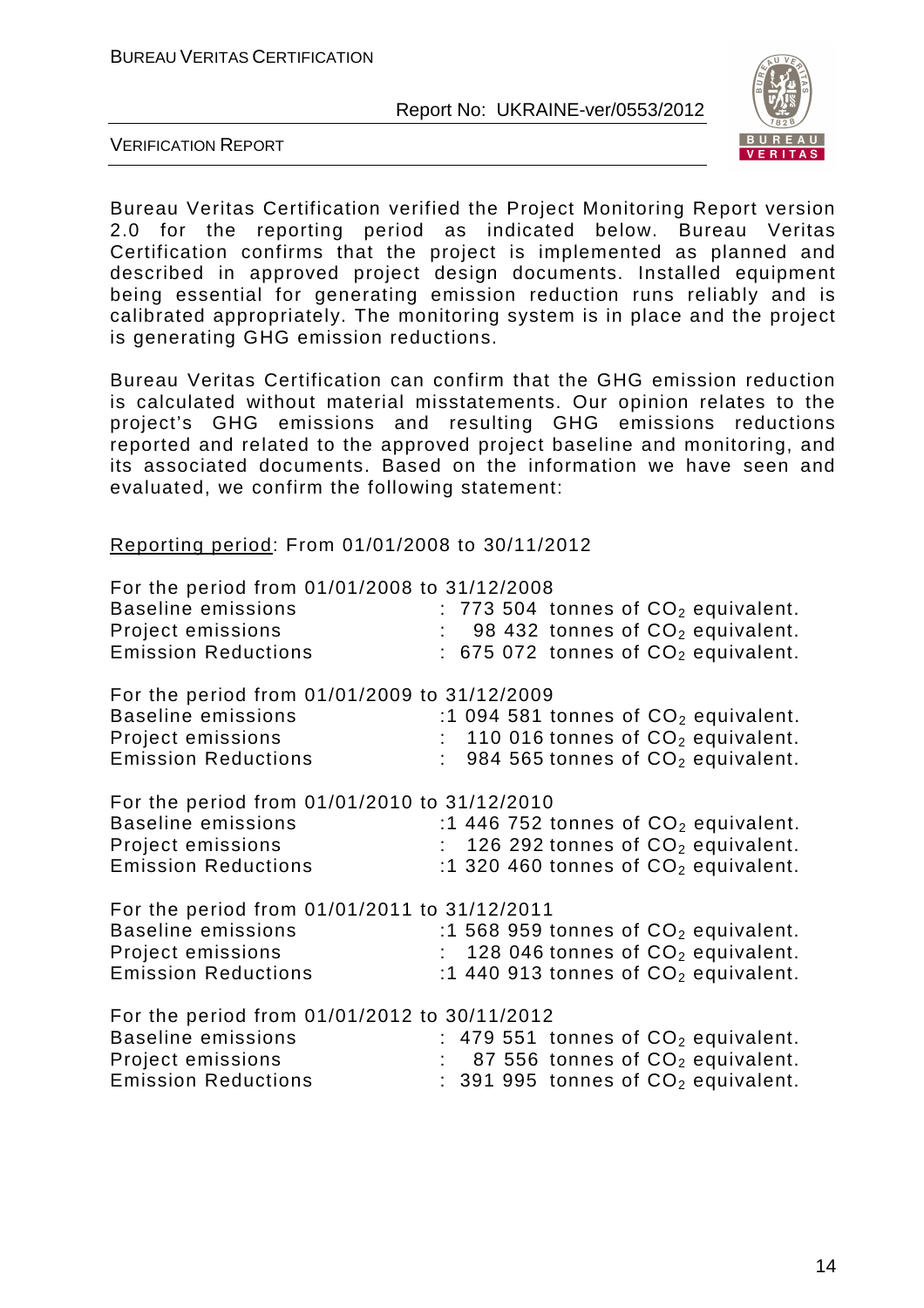Bureau Veritas Certification verified the Project Monitoring Report version 2.0 for the reporting period as indicated below. Bureau Veritas Certification confirms that the project is implemented as planned and described in approved project design documents. Installed equipment being essential for generating emission reduction runs reliably and is calibrated appropriately. The monitoring system is in place and the project is generating GHG emission reductions.

Bureau Veritas Certification can confirm that the GHG emission reduction is calculated without material misstatements. Our opinion relates to the project's GHG emissions and resulting GHG emissions reductions reported and related to the approved project baseline and monitoring, and its associated documents. Based on the information we have seen and evaluated, we confirm the following statement:

Reporting period: From 01/01/2008 to 30/11/2012

For the period from 01/01/2008 to 31/12/2008
Baseline emissions : 773 504 tonnes of $CO_2$ equivalent.
Project emissions : 98 432 tonnes of $CO_2$ equivalent.
Emission Reductions : 675 072 tonnes of $CO_2$ equivalent.

For the period from 01/01/2009 to 31/12/2009
Baseline emissions :1 094 581 tonnes of $CO_2$ equivalent.
Project emissions : 110 016 tonnes of $CO_2$ equivalent.
Emission Reductions : 984 565 tonnes of $CO_2$ equivalent.

For the period from 01/01/2010 to 31/12/2010
Baseline emissions :1 446 752 tonnes of $CO_2$ equivalent.
Project emissions : 126 292 tonnes of $CO_2$ equivalent.
Emission Reductions :1 320 460 tonnes of $CO_2$ equivalent.

For the period from 01/01/2011 to 31/12/2011
Baseline emissions :1 568 959 tonnes of $CO_2$ equivalent.
Project emissions : 128 046 tonnes of $CO_2$ equivalent.
Emission Reductions :1 440 913 tonnes of $CO_2$ equivalent.

For the period from 01/01/2012 to 30/11/2012
Baseline emissions : 479 551 tonnes of $CO_2$ equivalent.
Project emissions : 87 556 tonnes of $CO_2$ equivalent.
Emission Reductions : 391 995 tonnes of $CO_2$ equivalent.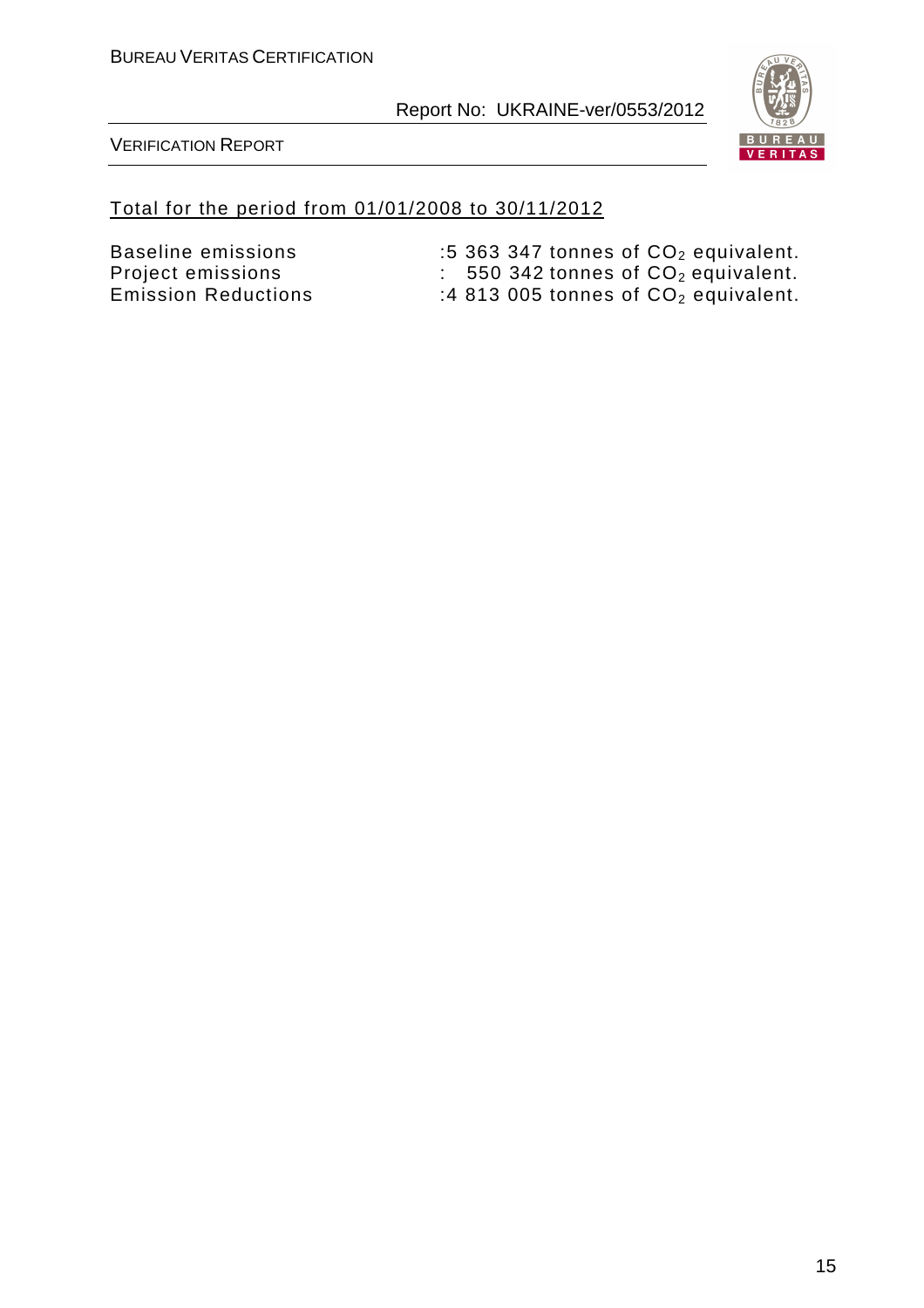Total for the period from 01/01/2008 to 30/11/2012

Baseline emissions : 5 363 347 tonnes of $CO_2$ equivalent.
Project emissions : 550 342 tonnes of $CO_2$ equivalent.
Emission Reductions : 4 813 005 tonnes of $CO_2$ equivalent.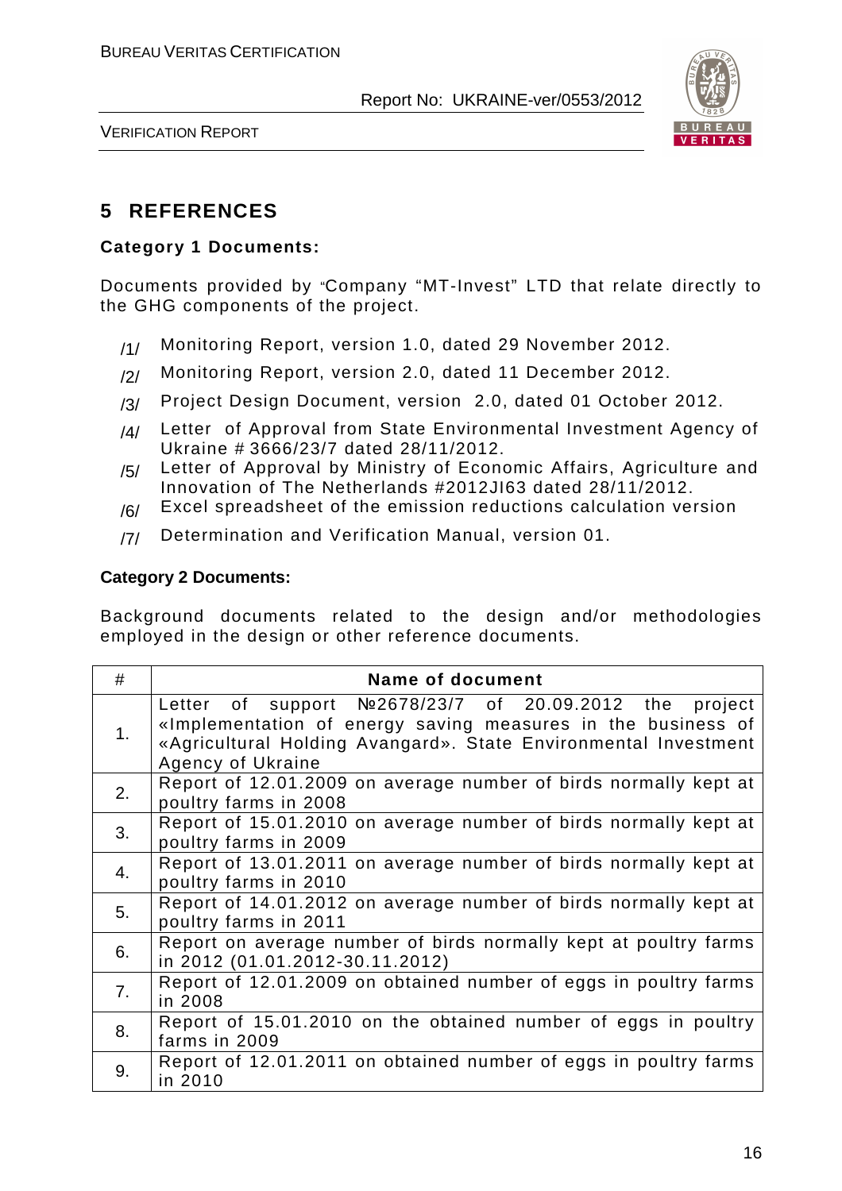## 5 REFERENCES

**Category 1 Documents:**

Documents provided by "Company "MT-Invest" LTD that relate directly to the GHG components of the project.

/1/ Monitoring Report, version 1.0, dated 29 November 2012.

/2/ Monitoring Report, version 2.0, dated 11 December 2012.

/3/ Project Design Document, version 2.0, dated 01 October 2012.

/4/ Letter of Approval from State Environmental Investment Agency of Ukraine # 3666/23/7 dated 28/11/2012.

/5/ Letter of Approval by Ministry of Economic Affairs, Agriculture and Innovation of The Netherlands #2012JI63 dated 28/11/2012.

/6/ Excel spreadsheet of the emission reductions calculation version

/7/ Determination and Verification Manual, version 01.

**Category 2 Documents:**

Background documents related to the design and/or methodologies employed in the design or other reference documents.

| # | Name of document |
|---|---|
| 1. | Letter of support №2678/23/7 of 20.09.2012 the project «Implementation of energy saving measures in the business of «Agricultural Holding Avangard». State Environmental Investment Agency of Ukraine |
| 2. | Report of 12.01.2009 on average number of birds normally kept at poultry farms in 2008 |
| 3. | Report of 15.01.2010 on average number of birds normally kept at poultry farms in 2009 |
| 4. | Report of 13.01.2011 on average number of birds normally kept at poultry farms in 2010 |
| 5. | Report of 14.01.2012 on average number of birds normally kept at poultry farms in 2011 |
| 6. | Report on average number of birds normally kept at poultry farms in 2012 (01.01.2012-30.11.2012) |
| 7. | Report of 12.01.2009 on obtained number of eggs in poultry farms in 2008 |
| 8. | Report of 15.01.2010 on the obtained number of eggs in poultry farms in 2009 |
| 9. | Report of 12.01.2011 on obtained number of eggs in poultry farms in 2010 |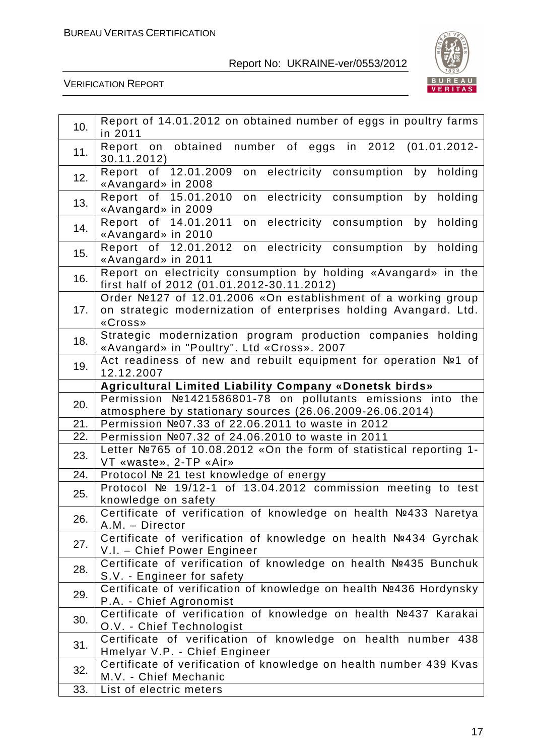| | |
|---|---|
| 10. | Report of 14.01.2012 on obtained number of eggs in poultry farms in 2011 |
| 11. | Report on obtained number of eggs in 2012 (01.01.2012-30.11.2012) |
| 12. | Report of 12.01.2009 on electricity consumption by holding «Avangard» in 2008 |
| 13. | Report of 15.01.2010 on electricity consumption by holding «Avangard» in 2009 |
| 14. | Report of 14.01.2011 on electricity consumption by holding «Avangard» in 2010 |
| 15. | Report of 12.01.2012 on electricity consumption by holding «Avangard» in 2011 |
| 16. | Report on electricity consumption by holding «Avangard» in the first half of 2012 (01.01.2012-30.11.2012) |
| 17. | Order №127 of 12.01.2006 «On establishment of a working group on strategic modernization of enterprises holding Avangard. Ltd. «Cross» |
| 18. | Strategic modernization program production companies holding «Avangard» in "Poultry". Ltd «Cross». 2007 |
| 19. | Act readiness of new and rebuilt equipment for operation №1 of 12.12.2007 |
| | **Agricultural Limited Liability Company «Donetsk birds»** |
| 20. | Permission №1421586801-78 on pollutants emissions into the atmosphere by stationary sources (26.06.2009-26.06.2014) |
| 21. | Permission №07.33 of 22.06.2011 to waste in 2012 |
| 22. | Permission №07.32 of 24.06.2010 to waste in 2011 |
| 23. | Letter №765 of 10.08.2012 «On the form of statistical reporting 1-VT «waste», 2-TP «Air» |
| 24. | Protocol № 21 test knowledge of energy |
| 25. | Protocol № 19/12-1 of 13.04.2012 commission meeting to test knowledge on safety |
| 26. | Certificate of verification of knowledge on health №433 Naretya A.M. – Director |
| 27. | Certificate of verification of knowledge on health №434 Gyrchak V.I. – Chief Power Engineer |
| 28. | Certificate of verification of knowledge on health №435 Bunchuk S.V. - Engineer for safety |
| 29. | Certificate of verification of knowledge on health №436 Hordynsky P.A. - Chief Agronomist |
| 30. | Certificate of verification of knowledge on health №437 Karakai O.V. - Chief Technologist |
| 31. | Certificate of verification of knowledge on health number 438 Hmelyar V.P. - Chief Engineer |
| 32. | Certificate of verification of knowledge on health number 439 Kvas M.V. - Chief Mechanic |
| 33. | List of electric meters |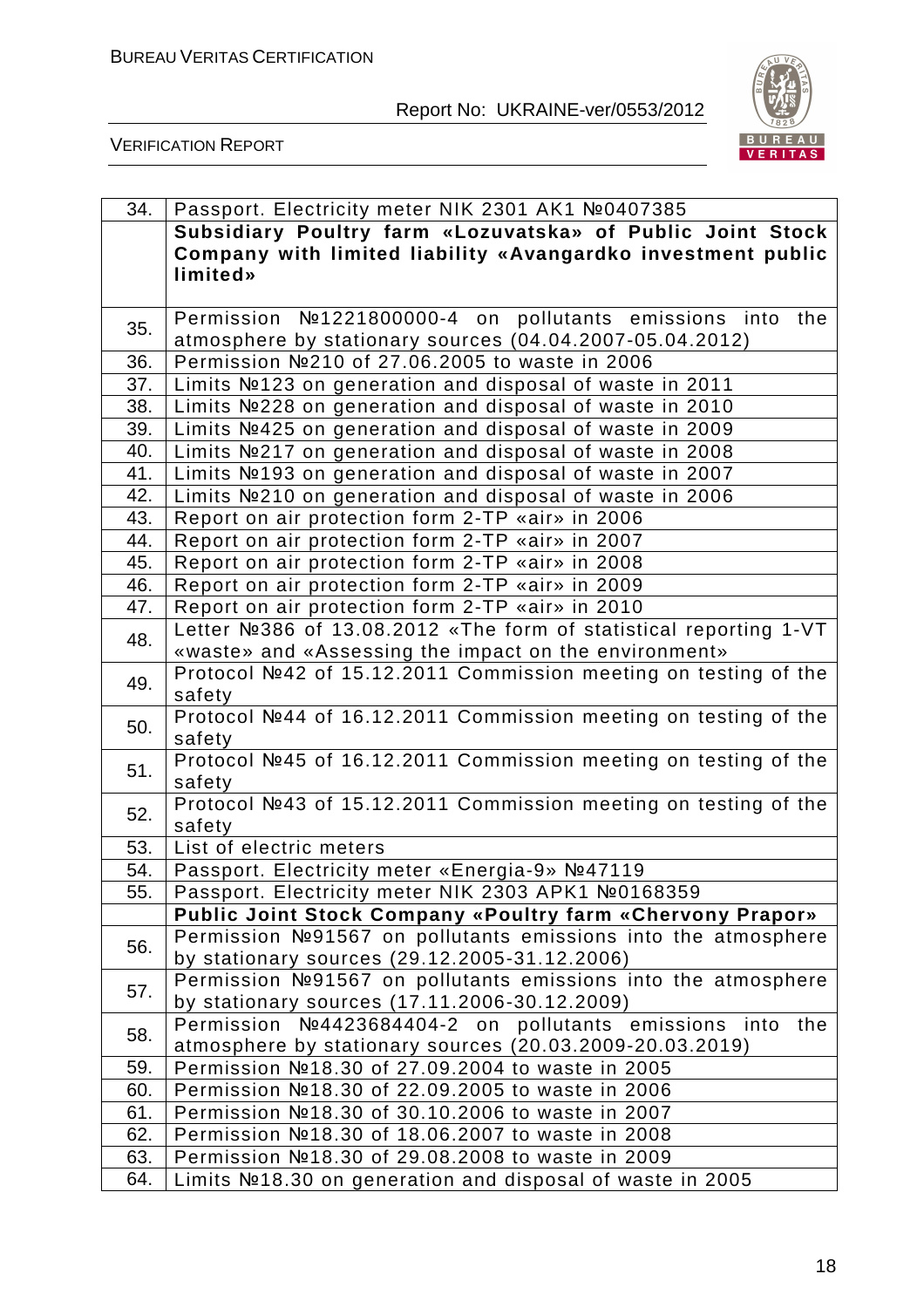| | |
|---|---|
| 34. | Passport. Electricity meter NIK 2301 AK1 №0407385 |
| | **Subsidiary Poultry farm «Lozuvatska» of Public Joint Stock Company with limited liability «Avangardko investment public limited»** |
| 35. | Permission №1221800000-4 on pollutants emissions into the atmosphere by stationary sources (04.04.2007-05.04.2012) |
| 36. | Permission №210 of 27.06.2005 to waste in 2006 |
| 37. | Limits №123 on generation and disposal of waste in 2011 |
| 38. | Limits №228 on generation and disposal of waste in 2010 |
| 39. | Limits №425 on generation and disposal of waste in 2009 |
| 40. | Limits №217 on generation and disposal of waste in 2008 |
| 41. | Limits №193 on generation and disposal of waste in 2007 |
| 42. | Limits №210 on generation and disposal of waste in 2006 |
| 43. | Report on air protection form 2-TP «air» in 2006 |
| 44. | Report on air protection form 2-TP «air» in 2007 |
| 45. | Report on air protection form 2-TP «air» in 2008 |
| 46. | Report on air protection form 2-TP «air» in 2009 |
| 47. | Report on air protection form 2-TP «air» in 2010 |
| 48. | Letter №386 of 13.08.2012 «The form of statistical reporting 1-VT «waste» and «Assessing the impact on the environment» |
| 49. | Protocol №42 of 15.12.2011 Commission meeting on testing of the safety |
| 50. | Protocol №44 of 16.12.2011 Commission meeting on testing of the safety |
| 51. | Protocol №45 of 16.12.2011 Commission meeting on testing of the safety |
| 52. | Protocol №43 of 15.12.2011 Commission meeting on testing of the safety |
| 53. | List of electric meters |
| 54. | Passport. Electricity meter «Energia-9» №47119 |
| 55. | Passport. Electricity meter NIK 2303 APK1 №0168359 |
| | **Public Joint Stock Company «Poultry farm «Chervony Prapor»** |
| 56. | Permission №91567 on pollutants emissions into the atmosphere by stationary sources (29.12.2005-31.12.2006) |
| 57. | Permission №91567 on pollutants emissions into the atmosphere by stationary sources (17.11.2006-30.12.2009) |
| 58. | Permission №4423684404-2 on pollutants emissions into the atmosphere by stationary sources (20.03.2009-20.03.2019) |
| 59. | Permission №18.30 of 27.09.2004 to waste in 2005 |
| 60. | Permission №18.30 of 22.09.2005 to waste in 2006 |
| 61. | Permission №18.30 of 30.10.2006 to waste in 2007 |
| 62. | Permission №18.30 of 18.06.2007 to waste in 2008 |
| 63. | Permission №18.30 of 29.08.2008 to waste in 2009 |
| 64. | Limits №18.30 on generation and disposal of waste in 2005 |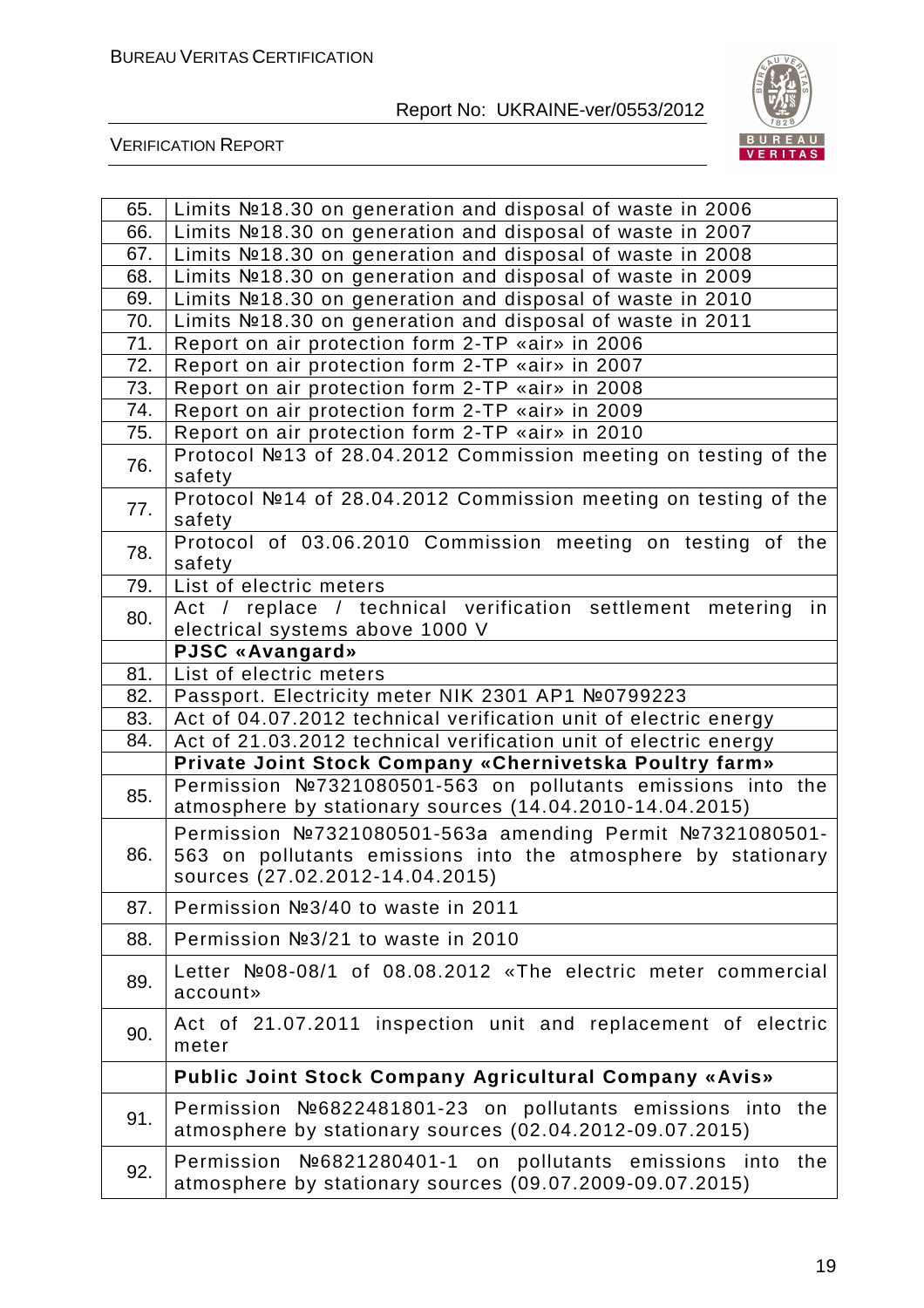| | |
|---|---|
| 65. | Limits №18.30 on generation and disposal of waste in 2006 |
| 66. | Limits №18.30 on generation and disposal of waste in 2007 |
| 67. | Limits №18.30 on generation and disposal of waste in 2008 |
| 68. | Limits №18.30 on generation and disposal of waste in 2009 |
| 69. | Limits №18.30 on generation and disposal of waste in 2010 |
| 70. | Limits №18.30 on generation and disposal of waste in 2011 |
| 71. | Report on air protection form 2-TP «air» in 2006 |
| 72. | Report on air protection form 2-TP «air» in 2007 |
| 73. | Report on air protection form 2-TP «air» in 2008 |
| 74. | Report on air protection form 2-TP «air» in 2009 |
| 75. | Report on air protection form 2-TP «air» in 2010 |
| 76. | Protocol №13 of 28.04.2012 Commission meeting on testing of the safety |
| 77. | Protocol №14 of 28.04.2012 Commission meeting on testing of the safety |
| 78. | Protocol of 03.06.2010 Commission meeting on testing of the safety |
| 79. | List of electric meters |
| 80. | Act / replace / technical verification settlement metering in electrical systems above 1000 V |
| | **PJSC «Avangard»** |
| 81. | List of electric meters |
| 82. | Passport. Electricity meter NIK 2301 AP1 №0799223 |
| 83. | Act of 04.07.2012 technical verification unit of electric energy |
| 84. | Act of 21.03.2012 technical verification unit of electric energy |
| | **Private Joint Stock Company «Chernivetska Poultry farm»** |
| 85. | Permission №7321080501-563 on pollutants emissions into the atmosphere by stationary sources (14.04.2010-14.04.2015) |
| 86. | Permission №7321080501-563a amending Permit №7321080501-563 on pollutants emissions into the atmosphere by stationary sources (27.02.2012-14.04.2015) |
| 87. | Permission №3/40 to waste in 2011 |
| 88. | Permission №3/21 to waste in 2010 |
| 89. | Letter №08-08/1 of 08.08.2012 «The electric meter commercial account» |
| 90. | Act of 21.07.2011 inspection unit and replacement of electric meter |
| | **Public Joint Stock Company Agricultural Company «Avis»** |
| 91. | Permission №6822481801-23 on pollutants emissions into the atmosphere by stationary sources (02.04.2012-09.07.2015) |
| 92. | Permission №6821280401-1 on pollutants emissions into the atmosphere by stationary sources (09.07.2009-09.07.2015) |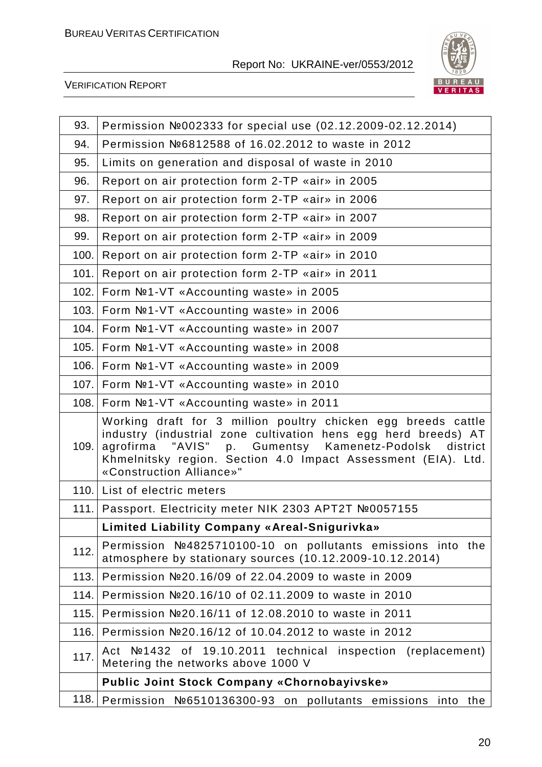| | |
|---|---|
| 93. | Permission №002333 for special use (02.12.2009-02.12.2014) |
| 94. | Permission №6812588 of 16.02.2012 to waste in 2012 |
| 95. | Limits on generation and disposal of waste in 2010 |
| 96. | Report on air protection form 2-TP «air» in 2005 |
| 97. | Report on air protection form 2-TP «air» in 2006 |
| 98. | Report on air protection form 2-TP «air» in 2007 |
| 99. | Report on air protection form 2-TP «air» in 2009 |
| 100. | Report on air protection form 2-TP «air» in 2010 |
| 101. | Report on air protection form 2-TP «air» in 2011 |
| 102. | Form №1-VT «Accounting waste» in 2005 |
| 103. | Form №1-VT «Accounting waste» in 2006 |
| 104. | Form №1-VT «Accounting waste» in 2007 |
| 105. | Form №1-VT «Accounting waste» in 2008 |
| 106. | Form №1-VT «Accounting waste» in 2009 |
| 107. | Form №1-VT «Accounting waste» in 2010 |
| 108. | Form №1-VT «Accounting waste» in 2011 |
| 109. | Working draft for 3 million poultry chicken egg breeds cattle industry (industrial zone cultivation hens egg herd breeds) AT agrofirma "AVIS" p. Gumentsy Kamenetz-Podolsk district Khmelnitsky region. Section 4.0 Impact Assessment (EIA). Ltd. «Construction Alliance»" |
| 110. | List of electric meters |
| 111. | Passport. Electricity meter NIK 2303 APT2T №0057155 |
| | **Limited Liability Company «Areal-Snigurivka»** |
| 112. | Permission №4825710100-10 on pollutants emissions into the atmosphere by stationary sources (10.12.2009-10.12.2014) |
| 113. | Permission №20.16/09 of 22.04.2009 to waste in 2009 |
| 114. | Permission №20.16/10 of 02.11.2009 to waste in 2010 |
| 115. | Permission №20.16/11 of 12.08.2010 to waste in 2011 |
| 116. | Permission №20.16/12 of 10.04.2012 to waste in 2012 |
| 117. | Act №1432 of 19.10.2011 technical inspection (replacement) Metering the networks above 1000 V |
| | **Public Joint Stock Company «Chornobayivske»** |
| 118. | Permission №6510136300-93 on pollutants emissions into the |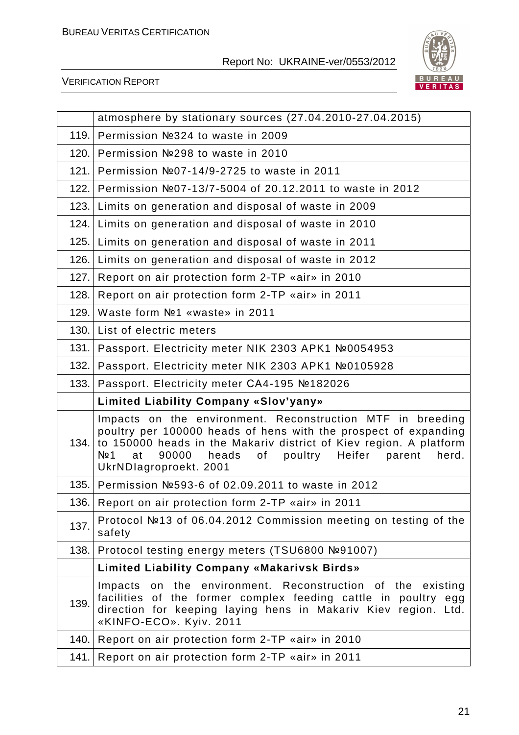| | |
|---|---|
| | atmosphere by stationary sources (27.04.2010-27.04.2015) |
| 119. | Permission №324 to waste in 2009 |
| 120. | Permission №298 to waste in 2010 |
| 121. | Permission №07-14/9-2725 to waste in 2011 |
| 122. | Permission №07-13/7-5004 of 20.12.2011 to waste in 2012 |
| 123. | Limits on generation and disposal of waste in 2009 |
| 124. | Limits on generation and disposal of waste in 2010 |
| 125. | Limits on generation and disposal of waste in 2011 |
| 126. | Limits on generation and disposal of waste in 2012 |
| 127. | Report on air protection form 2-TP «air» in 2010 |
| 128. | Report on air protection form 2-TP «air» in 2011 |
| 129. | Waste form №1 «waste» in 2011 |
| 130. | List of electric meters |
| 131. | Passport. Electricity meter NIK 2303 APK1 №0054953 |
| 132. | Passport. Electricity meter NIK 2303 APK1 №0105928 |
| 133. | Passport. Electricity meter CA4-195 №182026 |
| | **Limited Liability Company «Slov'yany»** |
| 134. | Impacts on the environment. Reconstruction MTF in breeding poultry per 100000 heads of hens with the prospect of expanding to 150000 heads in the Makariv district of Kiev region. A platform №1 at 90000 heads of poultry Heifer parent herd. UkrNDIagroproekt. 2001 |
| 135. | Permission №593-6 of 02.09.2011 to waste in 2012 |
| 136. | Report on air protection form 2-TP «air» in 2011 |
| 137. | Protocol №13 of 06.04.2012 Commission meeting on testing of the safety |
| 138. | Protocol testing energy meters (TSU6800 №91007) |
| | **Limited Liability Company «Makarivsk Birds»** |
| 139. | Impacts on the environment. Reconstruction of the existing facilities of the former complex feeding cattle in poultry egg direction for keeping laying hens in Makariv Kiev region. Ltd. «KINFO-ECO». Kyiv. 2011 |
| 140. | Report on air protection form 2-TP «air» in 2010 |
| 141. | Report on air protection form 2-TP «air» in 2011 |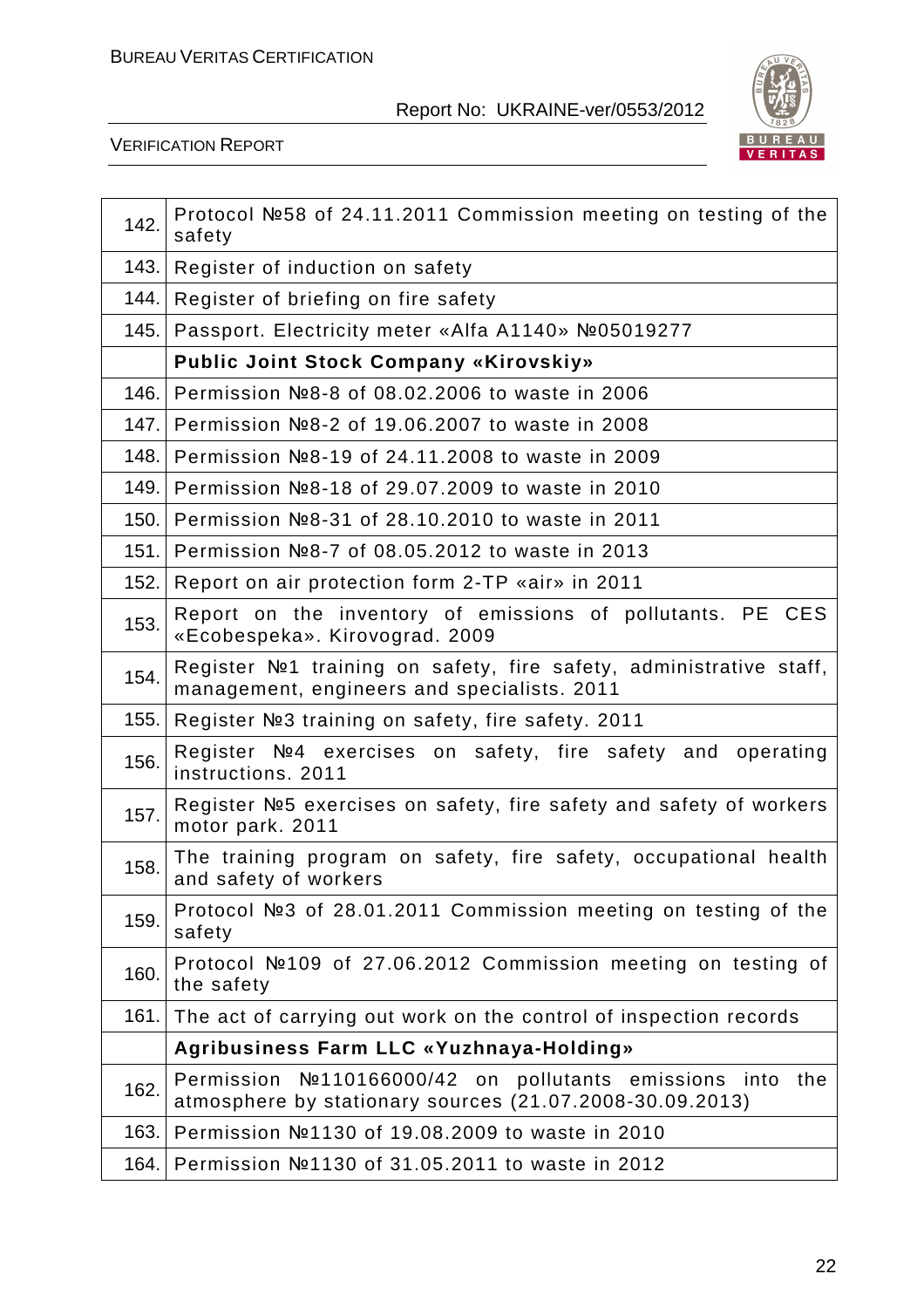| | |
|---|---|
| 142. | Protocol №58 of 24.11.2011 Commission meeting on testing of the safety |
| 143. | Register of induction on safety |
| 144. | Register of briefing on fire safety |
| 145. | Passport. Electricity meter «Alfa A1140» №05019277 |
| | **Public Joint Stock Company «Kirovskiy»** |
| 146. | Permission №8-8 of 08.02.2006 to waste in 2006 |
| 147. | Permission №8-2 of 19.06.2007 to waste in 2008 |
| 148. | Permission №8-19 of 24.11.2008 to waste in 2009 |
| 149. | Permission №8-18 of 29.07.2009 to waste in 2010 |
| 150. | Permission №8-31 of 28.10.2010 to waste in 2011 |
| 151. | Permission №8-7 of 08.05.2012 to waste in 2013 |
| 152. | Report on air protection form 2-TP «air» in 2011 |
| 153. | Report on the inventory of emissions of pollutants. PE CES «Ecobespeka». Kirovograd. 2009 |
| 154. | Register №1 training on safety, fire safety, administrative staff, management, engineers and specialists. 2011 |
| 155. | Register №3 training on safety, fire safety. 2011 |
| 156. | Register №4 exercises on safety, fire safety and operating instructions. 2011 |
| 157. | Register №5 exercises on safety, fire safety and safety of workers motor park. 2011 |
| 158. | The training program on safety, fire safety, occupational health and safety of workers |
| 159. | Protocol №3 of 28.01.2011 Commission meeting on testing of the safety |
| 160. | Protocol №109 of 27.06.2012 Commission meeting on testing of the safety |
| 161. | The act of carrying out work on the control of inspection records |
| | **Agribusiness Farm LLC «Yuzhnaya-Holding»** |
| 162. | Permission №110166000/42 on pollutants emissions into the atmosphere by stationary sources (21.07.2008-30.09.2013) |
| 163. | Permission №1130 of 19.08.2009 to waste in 2010 |
| 164. | Permission №1130 of 31.05.2011 to waste in 2012 |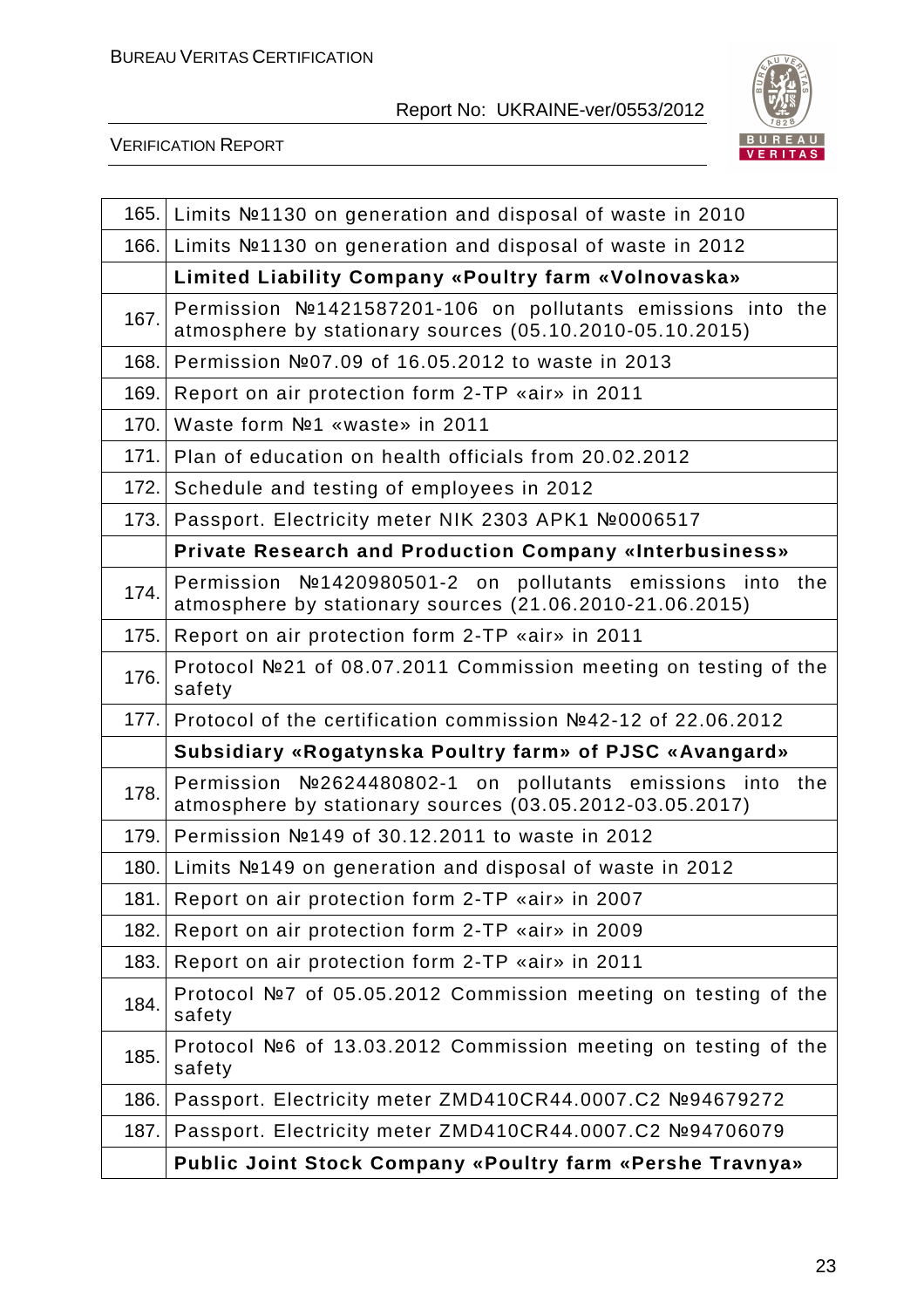| | |
|---|---|
| 165. | Limits №1130 on generation and disposal of waste in 2010 |
| 166. | Limits №1130 on generation and disposal of waste in 2012 |
| | **Limited Liability Company «Poultry farm «Volnovaska»** |
| 167. | Permission №1421587201-106 on pollutants emissions into the atmosphere by stationary sources (05.10.2010-05.10.2015) |
| 168. | Permission №07.09 of 16.05.2012 to waste in 2013 |
| 169. | Report on air protection form 2-TP «air» in 2011 |
| 170. | Waste form №1 «waste» in 2011 |
| 171. | Plan of education on health officials from 20.02.2012 |
| 172. | Schedule and testing of employees in 2012 |
| 173. | Passport. Electricity meter NIK 2303 APK1 №0006517 |
| | **Private Research and Production Company «Interbusiness»** |
| 174. | Permission №1420980501-2 on pollutants emissions into the atmosphere by stationary sources (21.06.2010-21.06.2015) |
| 175. | Report on air protection form 2-TP «air» in 2011 |
| 176. | Protocol №21 of 08.07.2011 Commission meeting on testing of the safety |
| 177. | Protocol of the certification commission №42-12 of 22.06.2012 |
| | **Subsidiary «Rogatynska Poultry farm» of PJSC «Avangard»** |
| 178. | Permission №2624480802-1 on pollutants emissions into the atmosphere by stationary sources (03.05.2012-03.05.2017) |
| 179. | Permission №149 of 30.12.2011 to waste in 2012 |
| 180. | Limits №149 on generation and disposal of waste in 2012 |
| 181. | Report on air protection form 2-TP «air» in 2007 |
| 182. | Report on air protection form 2-TP «air» in 2009 |
| 183. | Report on air protection form 2-TP «air» in 2011 |
| 184. | Protocol №7 of 05.05.2012 Commission meeting on testing of the safety |
| 185. | Protocol №6 of 13.03.2012 Commission meeting on testing of the safety |
| 186. | Passport. Electricity meter ZMD410CR44.0007.C2 №94679272 |
| 187. | Passport. Electricity meter ZMD410CR44.0007.C2 №94706079 |
| | **Public Joint Stock Company «Poultry farm «Pershe Travnya»** |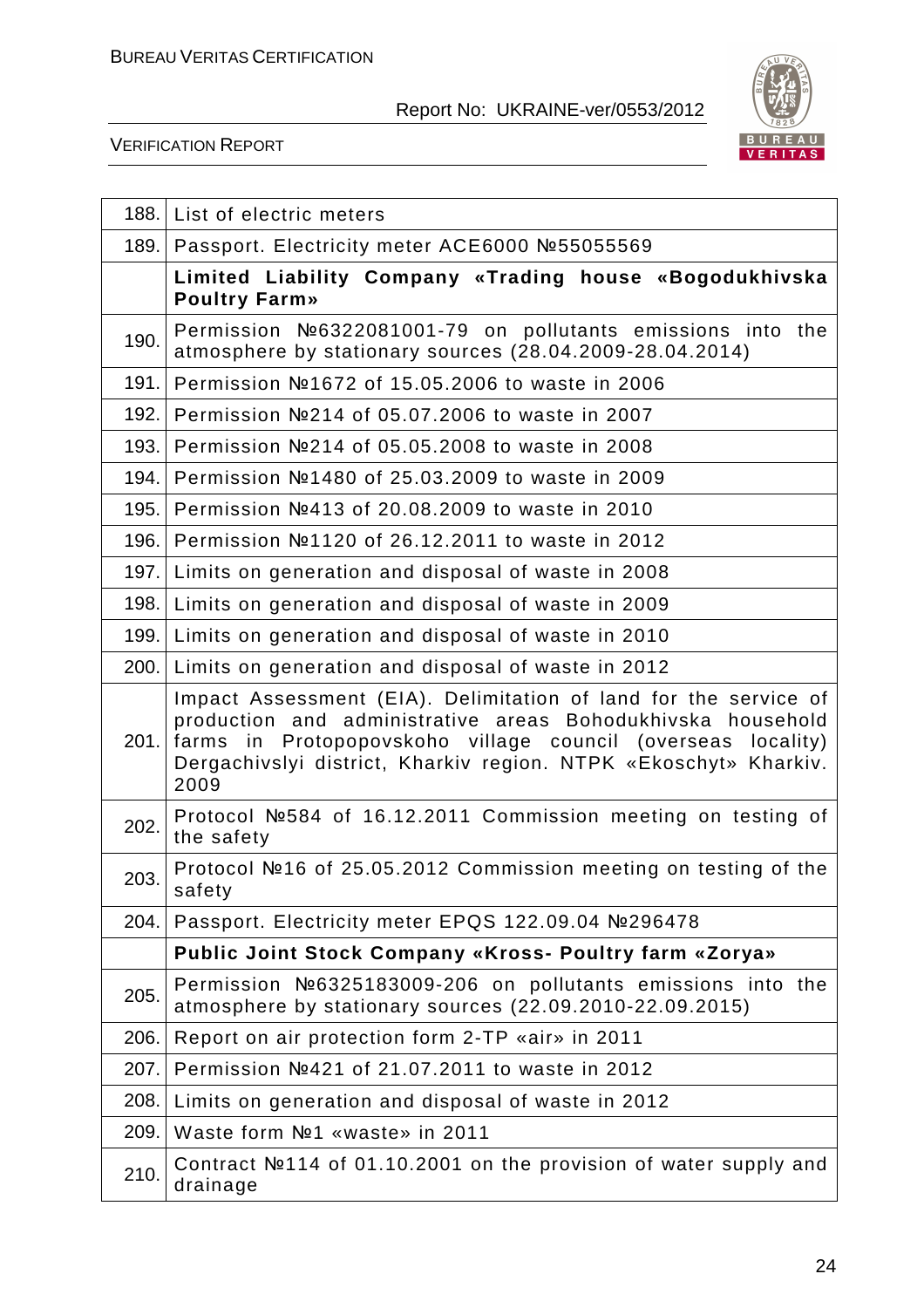| | |
|---|---|
| 188. | List of electric meters |
| 189. | Passport. Electricity meter ACE6000 №55055569 |
| | **Limited Liability Company «Trading house «Bogodukhivska Poultry Farm»** |
| 190. | Permission №6322081001-79 on pollutants emissions into the atmosphere by stationary sources (28.04.2009-28.04.2014) |
| 191. | Permission №1672 of 15.05.2006 to waste in 2006 |
| 192. | Permission №214 of 05.07.2006 to waste in 2007 |
| 193. | Permission №214 of 05.05.2008 to waste in 2008 |
| 194. | Permission №1480 of 25.03.2009 to waste in 2009 |
| 195. | Permission №413 of 20.08.2009 to waste in 2010 |
| 196. | Permission №1120 of 26.12.2011 to waste in 2012 |
| 197. | Limits on generation and disposal of waste in 2008 |
| 198. | Limits on generation and disposal of waste in 2009 |
| 199. | Limits on generation and disposal of waste in 2010 |
| 200. | Limits on generation and disposal of waste in 2012 |
| 201. | Impact Assessment (EIA). Delimitation of land for the service of production and administrative areas Bohodukhivska household farms in Protopopovskoho village council (overseas locality) Dergachivslyi district, Kharkiv region. NTPK «Ekoschyt» Kharkiv. 2009 |
| 202. | Protocol №584 of 16.12.2011 Commission meeting on testing of the safety |
| 203. | Protocol №16 of 25.05.2012 Commission meeting on testing of the safety |
| 204. | Passport. Electricity meter EPQS 122.09.04 №296478 |
| | **Public Joint Stock Company «Kross- Poultry farm «Zorya»** |
| 205. | Permission №6325183009-206 on pollutants emissions into the atmosphere by stationary sources (22.09.2010-22.09.2015) |
| 206. | Report on air protection form 2-TP «air» in 2011 |
| 207. | Permission №421 of 21.07.2011 to waste in 2012 |
| 208. | Limits on generation and disposal of waste in 2012 |
| 209. | Waste form №1 «waste» in 2011 |
| 210. | Contract №114 of 01.10.2001 on the provision of water supply and drainage |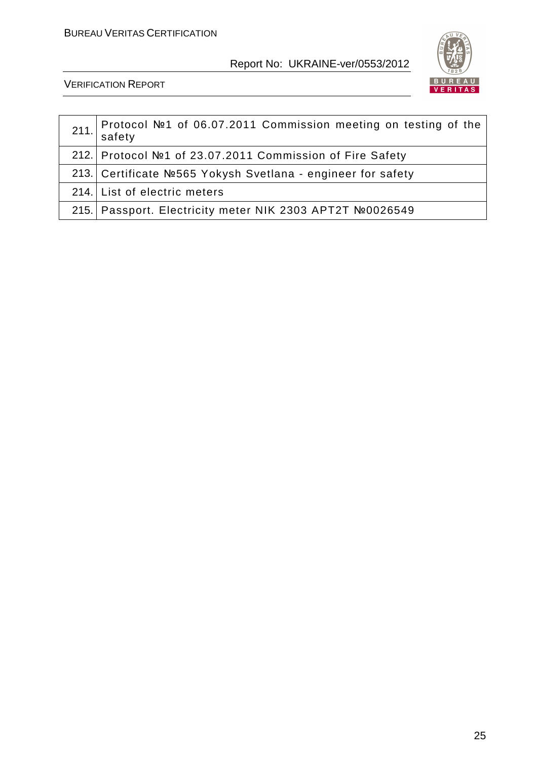| | |
|---|---|
| 211. | Protocol №1 of 06.07.2011 Commission meeting on testing of the safety |
| 212. | Protocol №1 of 23.07.2011 Commission of Fire Safety |
| 213. | Certificate №565 Yokysh Svetlana - engineer for safety |
| 214. | List of electric meters |
| 215. | Passport. Electricity meter NIK 2303 APT2T №0026549 |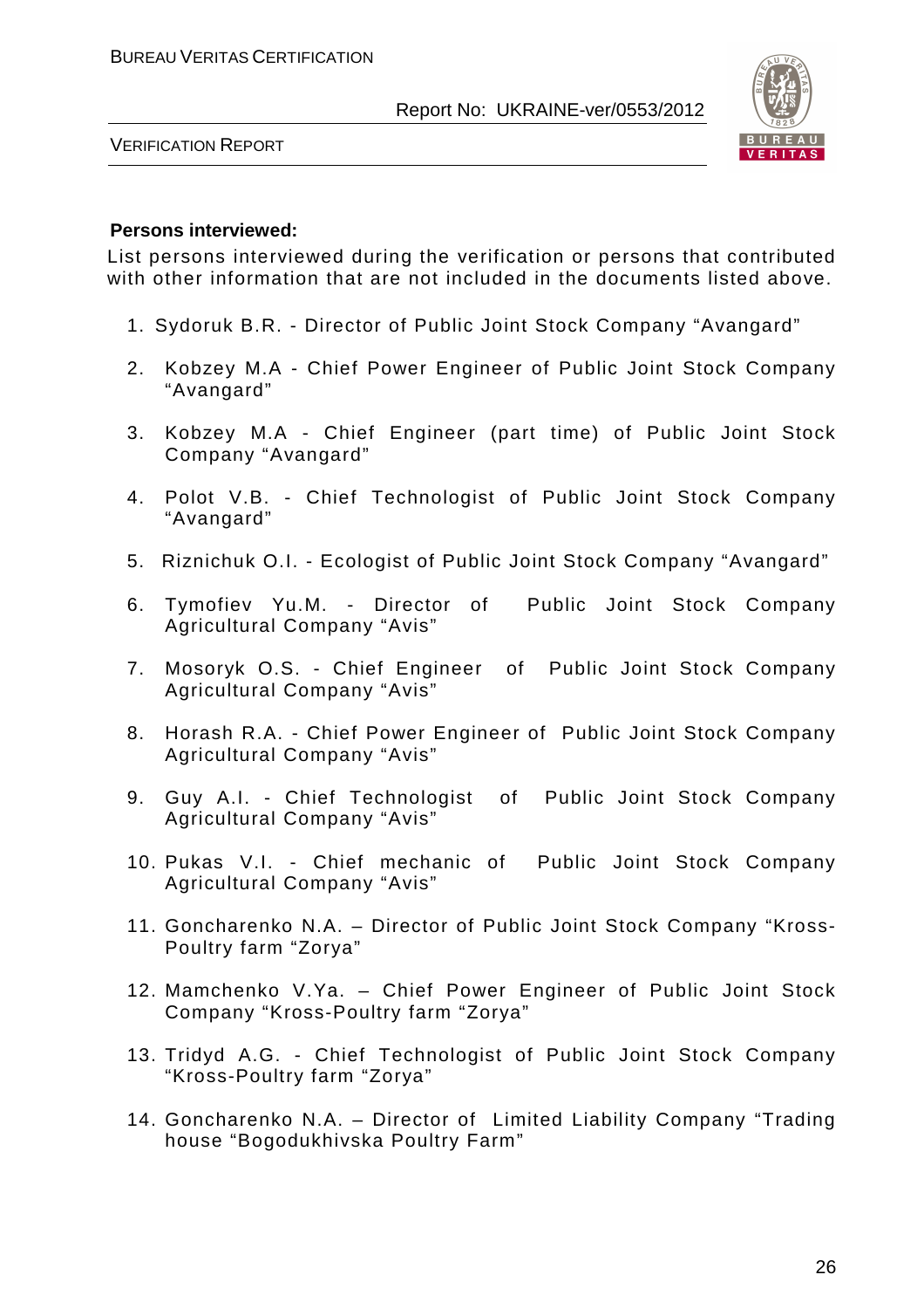**Persons interviewed:**

List persons interviewed during the verification or persons that contributed with other information that are not included in the documents listed above.

1. Sydoruk B.R. - Director of Public Joint Stock Company “Avangard”
2. Kobzey M.A - Chief Power Engineer of Public Joint Stock Company “Avangard”
3. Kobzey M.A - Chief Engineer (part time) of Public Joint Stock Company “Avangard”
4. Polot V.B. - Chief Technologist of Public Joint Stock Company “Avangard”
5. Riznichuk O.I. - Ecologist of Public Joint Stock Company “Avangard”
6. Tymofiev Yu.M. - Director of Public Joint Stock Company Agricultural Company “Avis”
7. Mosoryk O.S. - Chief Engineer of Public Joint Stock Company Agricultural Company “Avis”
8. Horash R.A. - Chief Power Engineer of Public Joint Stock Company Agricultural Company “Avis”
9. Guy A.I. - Chief Technologist of Public Joint Stock Company Agricultural Company “Avis”
10. Pukas V.I. - Chief mechanic of Public Joint Stock Company Agricultural Company “Avis”
11. Goncharenko N.A. – Director of Public Joint Stock Company “Kross-Poultry farm “Zorya”
12. Mamchenko V.Ya. – Chief Power Engineer of Public Joint Stock Company “Kross-Poultry farm “Zorya”
13. Tridyd A.G. - Chief Technologist of Public Joint Stock Company “Kross-Poultry farm “Zorya”
14. Goncharenko N.A. – Director of Limited Liability Company “Trading house “Bogodukhivska Poultry Farm”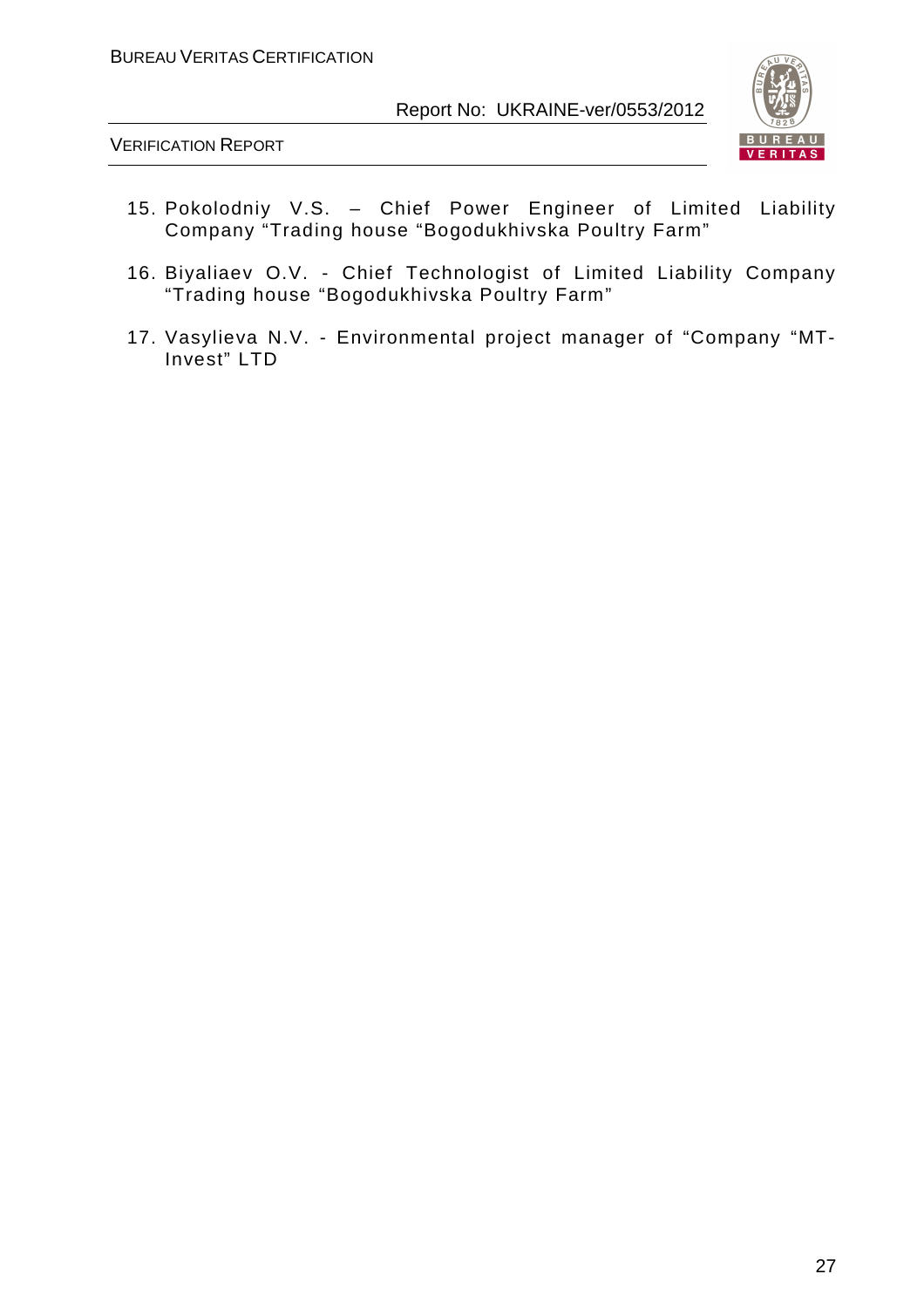15. Pokolodniy V.S. – Chief Power Engineer of Limited Liability Company "Trading house "Bogodukhivska Poultry Farm"

16. Biyaliaev O.V. - Chief Technologist of Limited Liability Company "Trading house "Bogodukhivska Poultry Farm"

17. Vasylieva N.V. - Environmental project manager of "Company "MT-Invest" LTD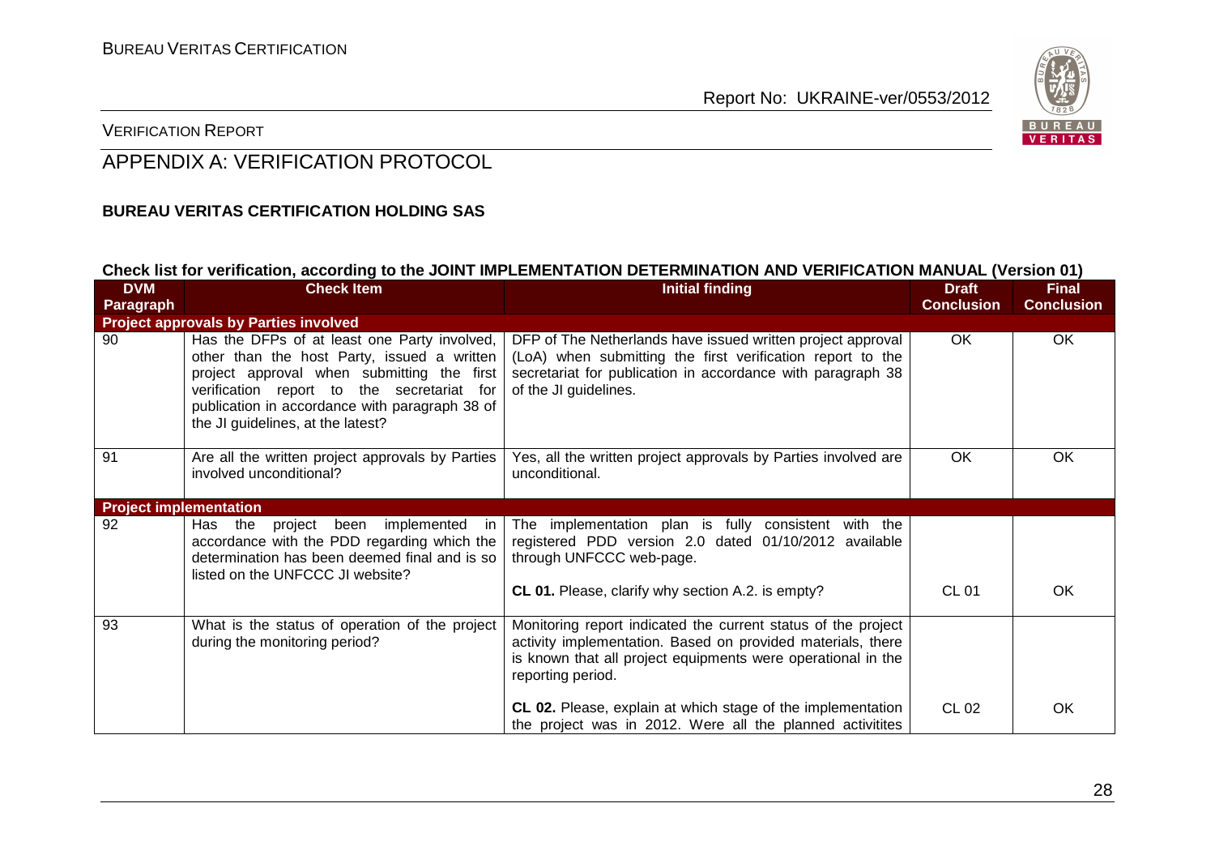## APPENDIX A: VERIFICATION PROTOCOL

**BUREAU VERITAS CERTIFICATION HOLDING SAS**

**Check list for verification, according to the JOINT IMPLEMENTATION DETERMINATION AND VERIFICATION MANUAL (Version 01)**

| DVM Paragraph | Check Item | Initial finding | Draft Conclusion | Final Conclusion |
|---|---|---|---|---|
| **Project approvals by Parties involved** | | | | |
| 90 | Has the DFPs of at least one Party involved, other than the host Party, issued a written project approval when submitting the first verification report to the secretariat for publication in accordance with paragraph 38 of the JI guidelines, at the latest? | DFP of The Netherlands have issued written project approval (LoA) when submitting the first verification report to the secretariat for publication in accordance with paragraph 38 of the JI guidelines. | OK | OK |
| 91 | Are all the written project approvals by Parties involved unconditional? | Yes, all the written project approvals by Parties involved are unconditional. | OK | OK |
| **Project implementation** | | | | |
| 92 | Has the project been implemented in accordance with the PDD regarding which the determination has been deemed final and is so listed on the UNFCCC JI website? | The implementation plan is fully consistent with the registered PDD version 2.0 dated 01/10/2012 available through UNFCCC web-page.<br><br>**CL 01.** Please, clarify why section A.2. is empty? | CL 01 | OK |
| 93 | What is the status of operation of the project during the monitoring period? | Monitoring report indicated the current status of the project activity implementation. Based on provided materials, there is known that all project equipments were operational in the reporting period.<br><br>**CL 02.** Please, explain at which stage of the implementation the project was in 2012. Were all the planned activitites | CL 02 | OK |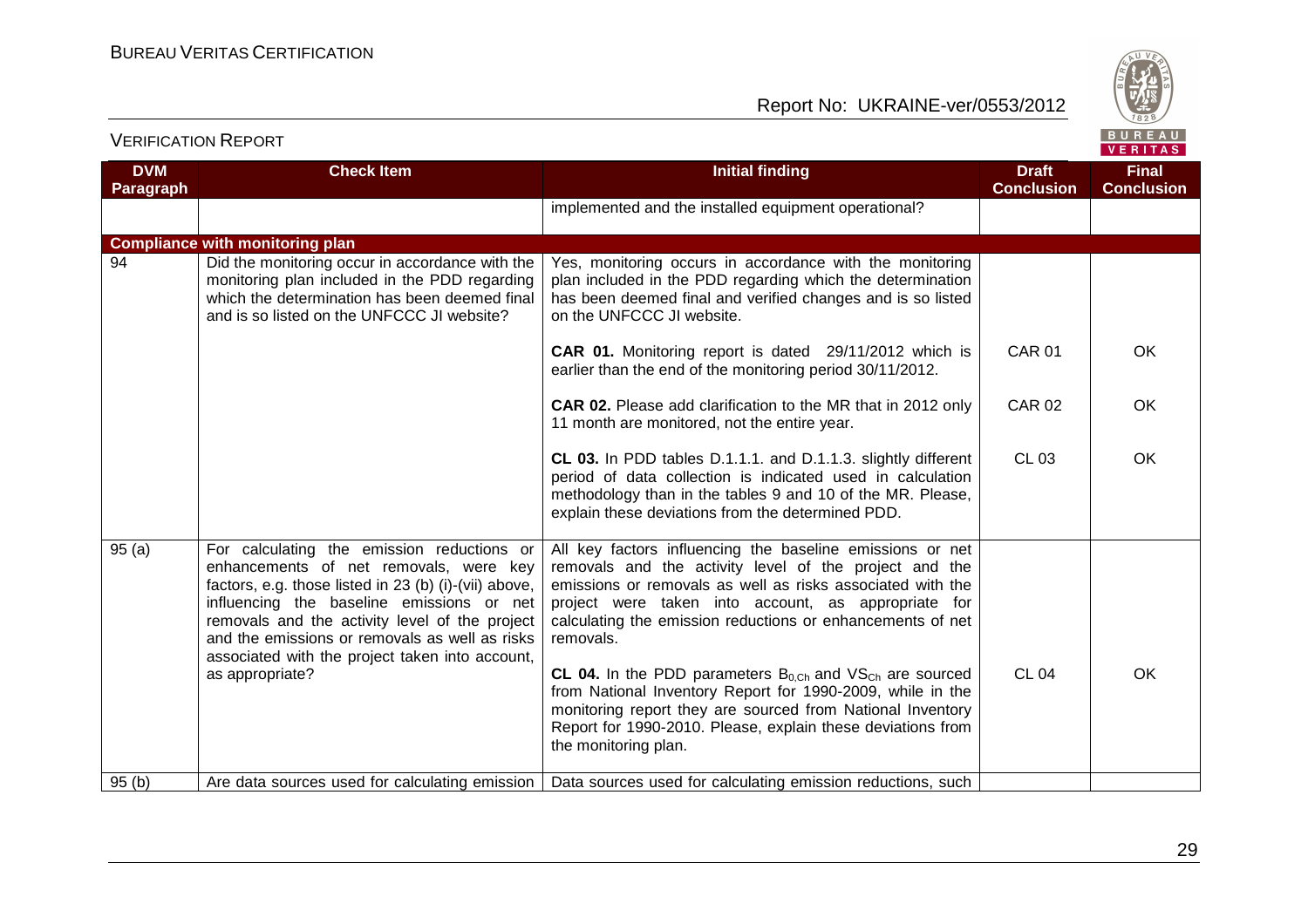| DVM Paragraph | Check Item | Initial finding | Draft Conclusion | Final Conclusion |
|---|---|---|---|---|
| | | implemented and the installed equipment operational? | | |
| **Compliance with monitoring plan** | | | | |
| 94 | Did the monitoring occur in accordance with the monitoring plan included in the PDD regarding which the determination has been deemed final and is so listed on the UNFCCC JI website? | Yes, monitoring occurs in accordance with the monitoring plan included in the PDD regarding which the determination has been deemed final and verified changes and is so listed on the UNFCCC JI website. | | |
| | | **CAR 01.** Monitoring report is dated 29/11/2012 which is earlier than the end of the monitoring period 30/11/2012. | CAR 01 | OK |
| | | **CAR 02.** Please add clarification to the MR that in 2012 only 11 month are monitored, not the entire year. | CAR 02 | OK |
| | | **CL 03.** In PDD tables D.1.1.1. and D.1.1.3. slightly different period of data collection is indicated used in calculation methodology than in the tables 9 and 10 of the MR. Please, explain these deviations from the determined PDD. | CL 03 | OK |
| 95 (a) | For calculating the emission reductions or enhancements of net removals, were key factors, e.g. those listed in 23 (b) (i)-(vii) above, influencing the baseline emissions or net removals and the activity level of the project and the emissions or removals as well as risks associated with the project taken into account, as appropriate? | All key factors influencing the baseline emissions or net removals and the activity level of the project and the emissions or removals as well as risks associated with the project were taken into account, as appropriate for calculating the emission reductions or enhancements of net removals. | | |
| | | **CL 04.** In the PDD parameters $B_{0,Ch}$ and $VS_{Ch}$ are sourced from National Inventory Report for 1990-2009, while in the monitoring report they are sourced from National Inventory Report for 1990-2010. Please, explain these deviations from the monitoring plan. | CL 04 | OK |
| 95 (b) | Are data sources used for calculating emission | Data sources used for calculating emission reductions, such | | |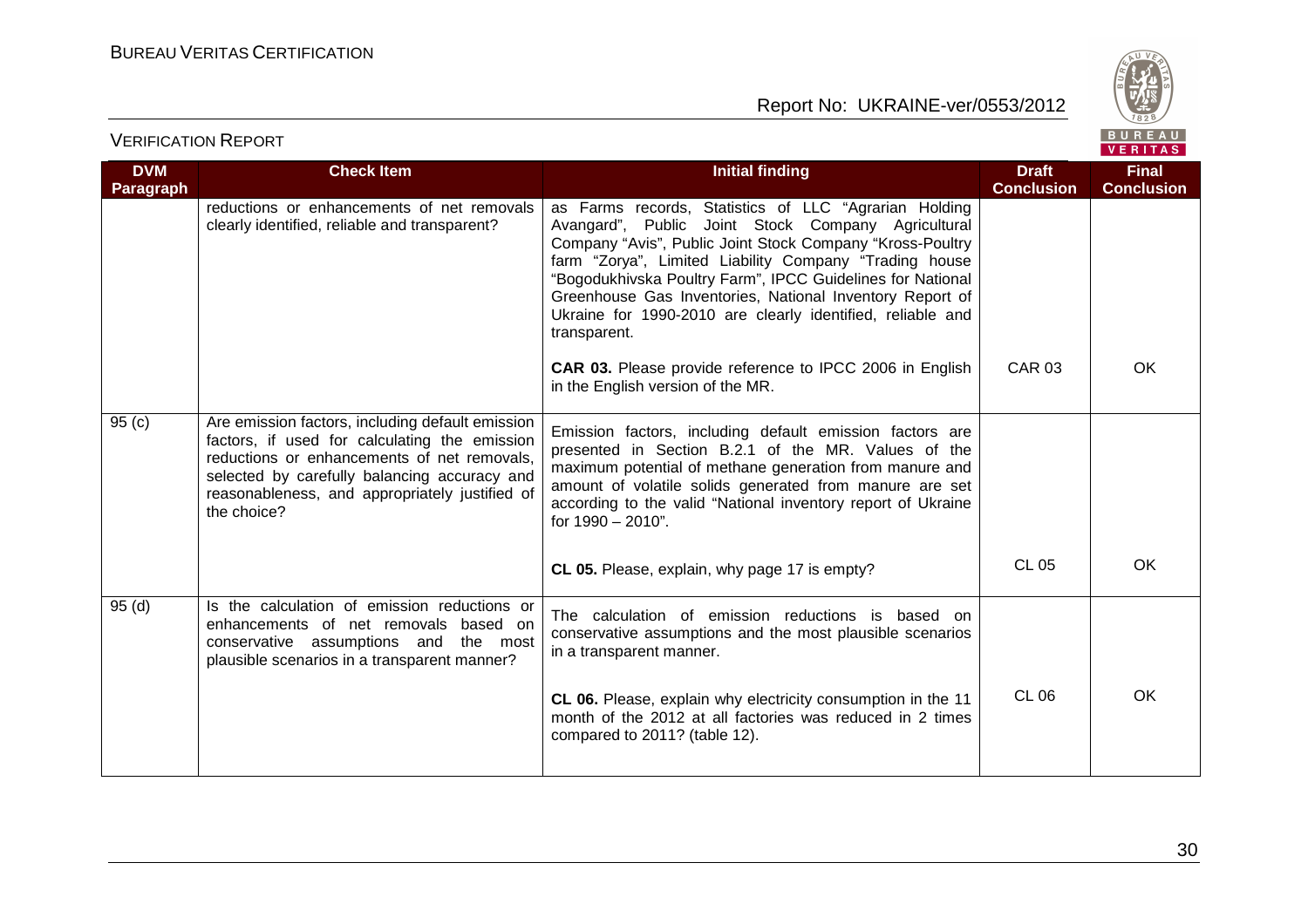## VERIFICATION REPORT

| DVM Paragraph | Check Item | Initial finding | Draft Conclusion | Final Conclusion |
|---|---|---|---|---|
| | reductions or enhancements of net removals clearly identified, reliable and transparent? | as Farms records, Statistics of LLC "Agrarian Holding Avangard", Public Joint Stock Company Agricultural Company "Avis", Public Joint Stock Company "Kross-Poultry farm "Zorya", Limited Liability Company "Trading house "Bogodukhivska Poultry Farm", IPCC Guidelines for National Greenhouse Gas Inventories, National Inventory Report of Ukraine for 1990-2010 are clearly identified, reliable and transparent. | | |
| | | **CAR 03.** Please provide reference to IPCC 2006 in English in the English version of the MR. | CAR 03 | OK |
| 95 (c) | Are emission factors, including default emission factors, if used for calculating the emission reductions or enhancements of net removals, selected by carefully balancing accuracy and reasonableness, and appropriately justified of the choice? | Emission factors, including default emission factors are presented in Section B.2.1 of the MR. Values of the maximum potential of methane generation from manure and amount of volatile solids generated from manure are set according to the valid "National inventory report of Ukraine for 1990 – 2010". | | |
| | | **CL 05.** Please, explain, why page 17 is empty? | CL 05 | OK |
| 95 (d) | Is the calculation of emission reductions or enhancements of net removals based on conservative assumptions and the most plausible scenarios in a transparent manner? | The calculation of emission reductions is based on conservative assumptions and the most plausible scenarios in a transparent manner. | | |
| | | **CL 06.** Please, explain why electricity consumption in the 11 month of the 2012 at all factories was reduced in 2 times compared to 2011? (table 12). | CL 06 | OK |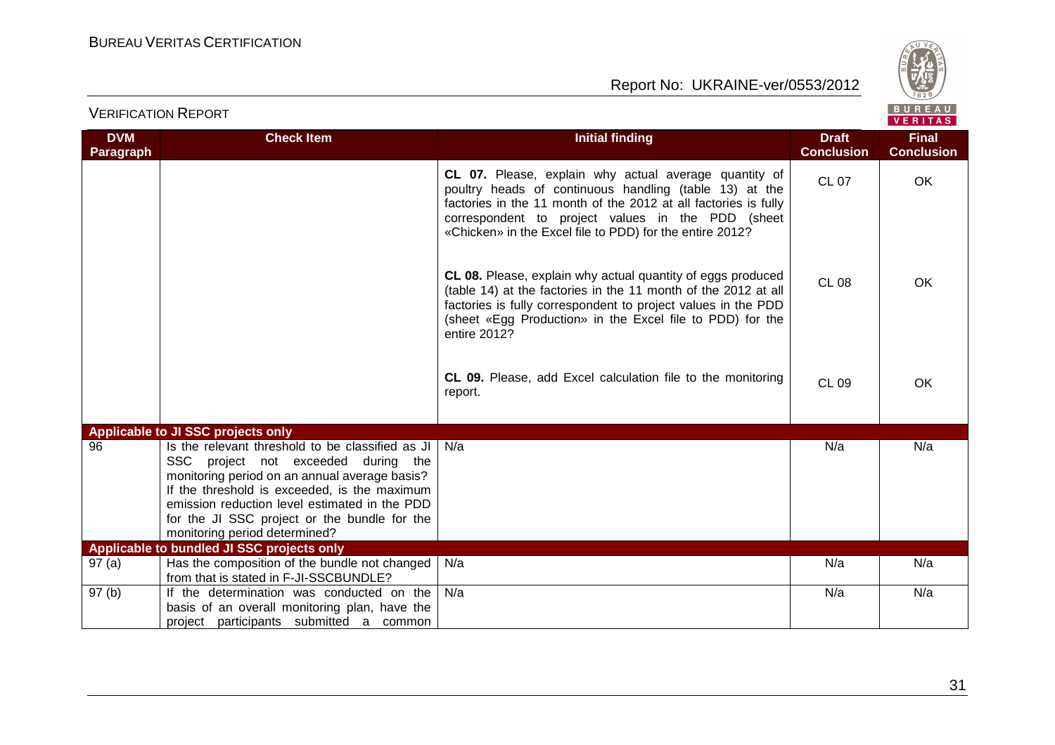| DVM Paragraph | Check Item | Initial finding | Draft Conclusion | Final Conclusion |
|---|---|---|---|---|
| | | **CL 07.** Please, explain why actual average quantity of poultry heads of continuous handling (table 13) at the factories in the 11 month of the 2012 at all factories is fully correspondent to project values in the PDD (sheet «Chicken» in the Excel file to PDD) for the entire 2012? | CL 07 | OK |
| | | **CL 08.** Please, explain why actual quantity of eggs produced (table 14) at the factories in the 11 month of the 2012 at all factories is fully correspondent to project values in the PDD (sheet «Egg Production» in the Excel file to PDD) for the entire 2012? | CL 08 | OK |
| | | **CL 09.** Please, add Excel calculation file to the monitoring report. | CL 09 | OK |
| **Applicable to JI SSC projects only** | | | | |
| 96 | Is the relevant threshold to be classified as JI SSC project not exceeded during the monitoring period on an annual average basis? If the threshold is exceeded, is the maximum emission reduction level estimated in the PDD for the JI SSC project or the bundle for the monitoring period determined? | N/a | N/a | N/a |
| **Applicable to bundled JI SSC projects only** | | | | |
| 97 (a) | Has the composition of the bundle not changed from that is stated in F-JI-SSCBUNDLE? | N/a | N/a | N/a |
| 97 (b) | If the determination was conducted on the basis of an overall monitoring plan, have the project participants submitted a common | N/a | N/a | N/a |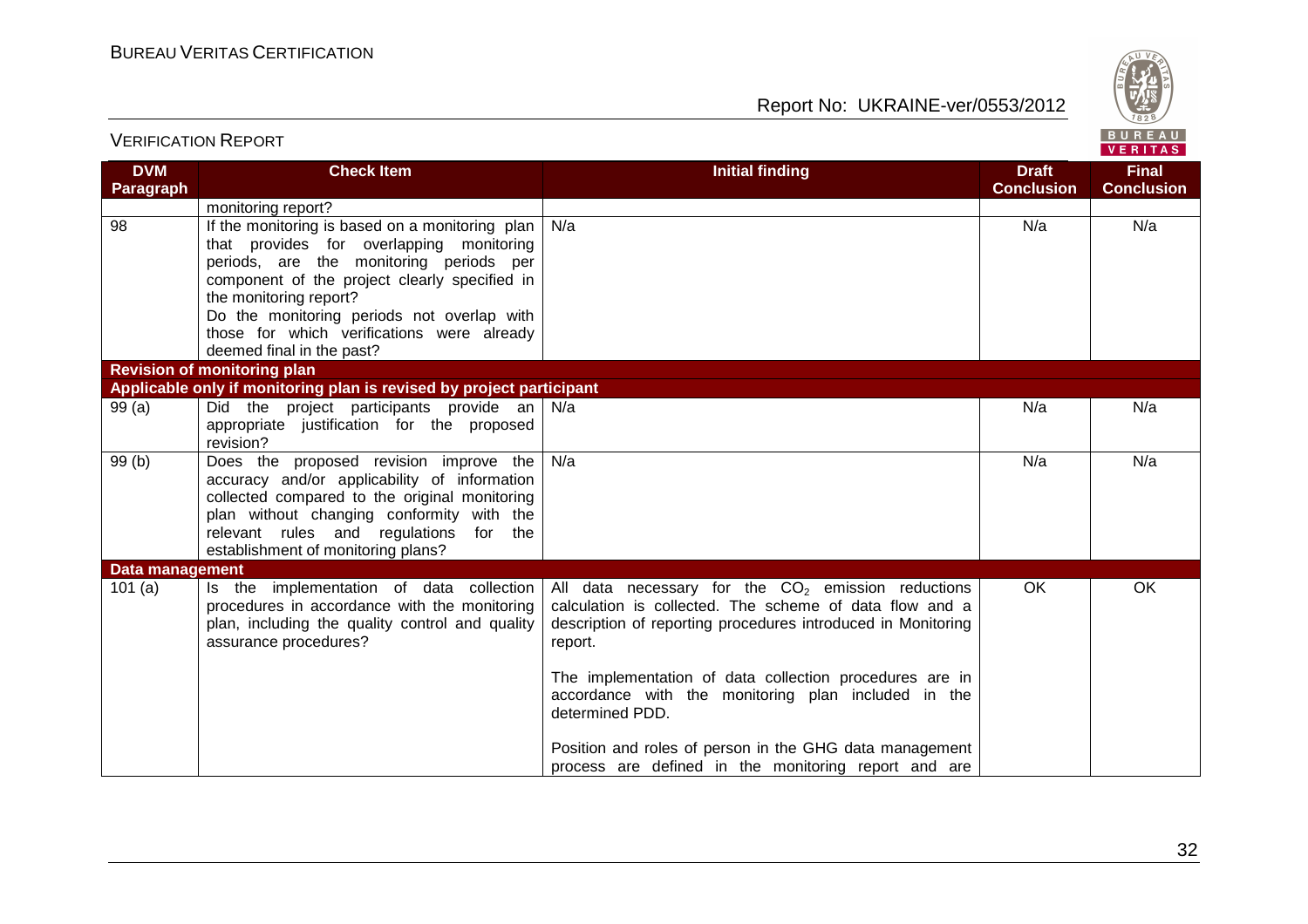| DVM Paragraph | Check Item | Initial finding | Draft Conclusion | Final Conclusion |
|---|---|---|---|---|
| | monitoring report? | | | |
| 98 | If the monitoring is based on a monitoring plan that provides for overlapping monitoring periods, are the monitoring periods per component of the project clearly specified in the monitoring report? Do the monitoring periods not overlap with those for which verifications were already deemed final in the past? | N/a | N/a | N/a |
| **Revision of monitoring plan** | | | | |
| **Applicable only if monitoring plan is revised by project participant** | | | | |
| 99 (a) | Did the project participants provide an appropriate justification for the proposed revision? | N/a | N/a | N/a |
| 99 (b) | Does the proposed revision improve the accuracy and/or applicability of information collected compared to the original monitoring plan without changing conformity with the relevant rules and regulations for the establishment of monitoring plans? | N/a | N/a | N/a |
| **Data management** | | | | |
| 101 (a) | Is the implementation of data collection procedures in accordance with the monitoring plan, including the quality control and quality assurance procedures? | All data necessary for the $CO_2$ emission reductions calculation is collected. The scheme of data flow and a description of reporting procedures introduced in Monitoring report.<br><br>The implementation of data collection procedures are in accordance with the monitoring plan included in the determined PDD.<br><br>Position and roles of person in the GHG data management process are defined in the monitoring report and are | OK | OK |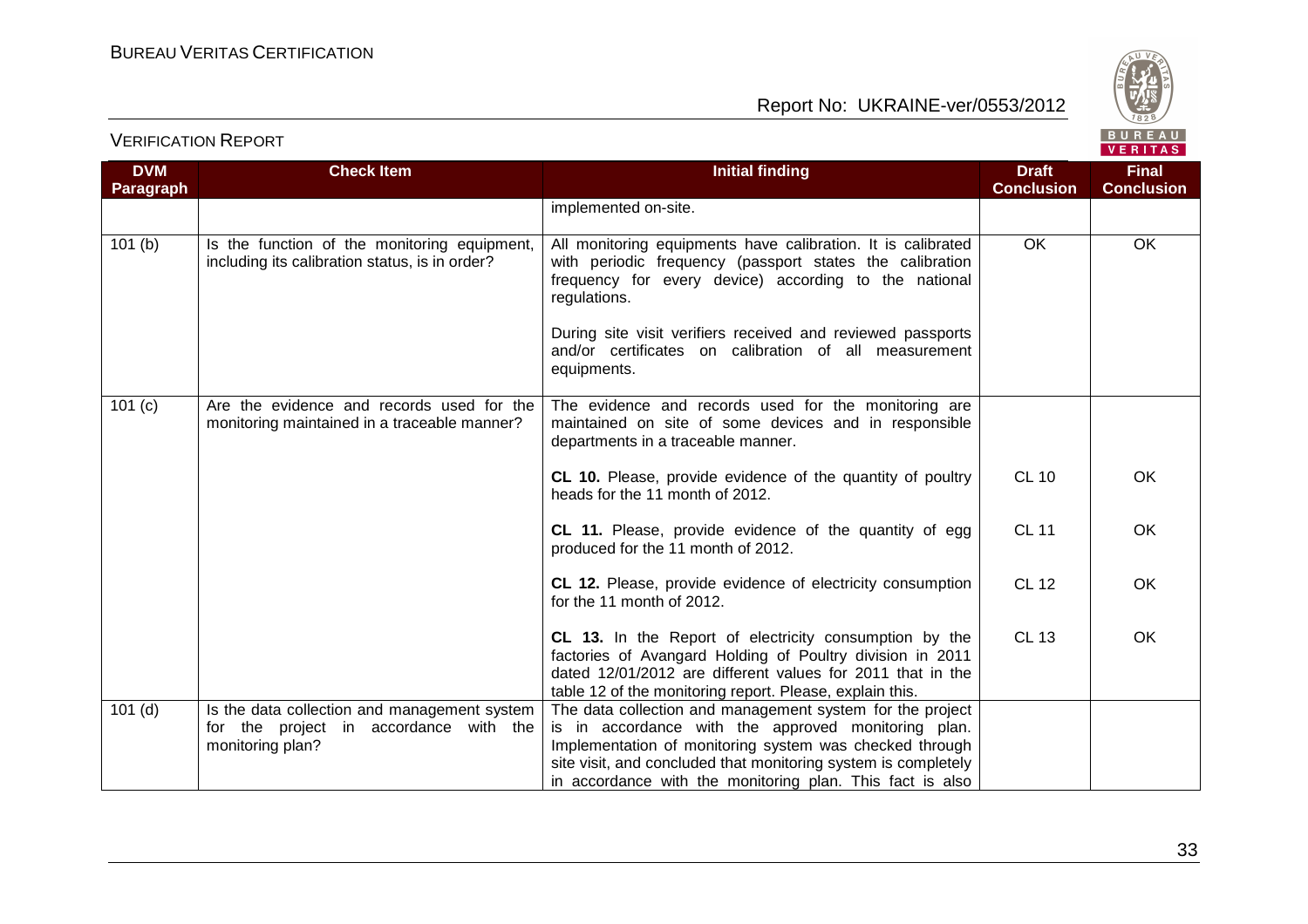| DVM Paragraph | Check Item | Initial finding | Draft Conclusion | Final Conclusion |
|---|---|---|---|---|
| | | implemented on-site. | | |
| 101 (b) | Is the function of the monitoring equipment, including its calibration status, is in order? | All monitoring equipments have calibration. It is calibrated with periodic frequency (passport states the calibration frequency for every device) according to the national regulations.<br><br>During site visit verifiers received and reviewed passports and/or certificates on calibration of all measurement equipments. | OK | OK |
| 101 (c) | Are the evidence and records used for the monitoring maintained in a traceable manner? | The evidence and records used for the monitoring are maintained on site of some devices and in responsible departments in a traceable manner. | | |
| | | **CL 10.** Please, provide evidence of the quantity of poultry heads for the 11 month of 2012. | CL 10 | OK |
| | | **CL 11.** Please, provide evidence of the quantity of egg produced for the 11 month of 2012. | CL 11 | OK |
| | | **CL 12.** Please, provide evidence of electricity consumption for the 11 month of 2012. | CL 12 | OK |
| | | **CL 13.** In the Report of electricity consumption by the factories of Avangard Holding of Poultry division in 2011 dated 12/01/2012 are different values for 2011 that in the table 12 of the monitoring report. Please, explain this. | CL 13 | OK |
| 101 (d) | Is the data collection and management system for the project in accordance with the monitoring plan? | The data collection and management system for the project is in accordance with the approved monitoring plan. Implementation of monitoring system was checked through site visit, and concluded that monitoring system is completely in accordance with the monitoring plan. This fact is also | | |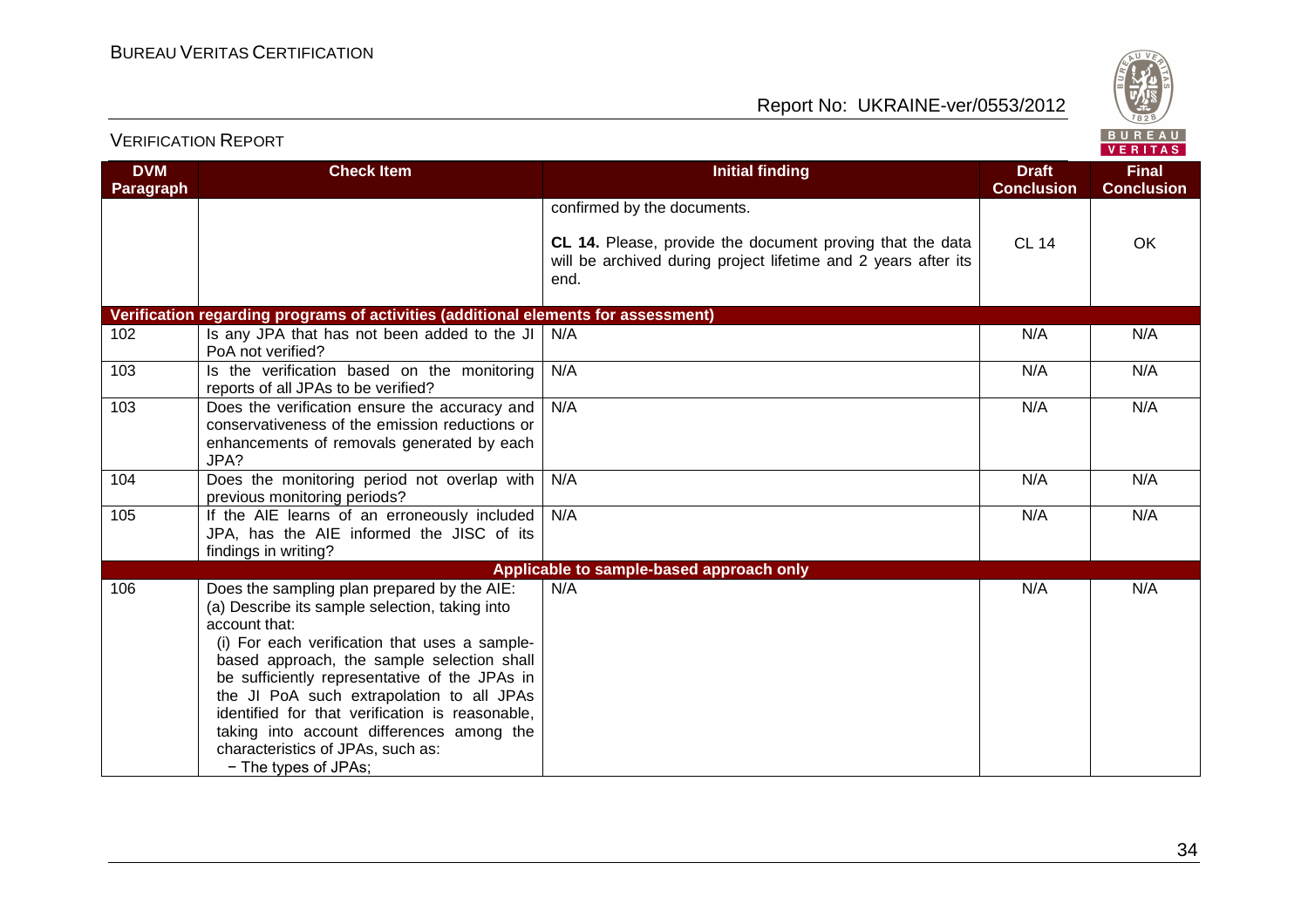| DVM Paragraph | Check Item | Initial finding | Draft Conclusion | Final Conclusion |
|---|---|---|---|---|
| | | confirmed by the documents.<br><br>**CL 14.** Please, provide the document proving that the data will be archived during project lifetime and 2 years after its end. | CL 14 | OK |
| **Verification regarding programs of activities (additional elements for assessment)** | | | | |
| 102 | Is any JPA that has not been added to the JI PoA not verified? | N/A | N/A | N/A |
| 103 | Is the verification based on the monitoring reports of all JPAs to be verified? | N/A | N/A | N/A |
| 103 | Does the verification ensure the accuracy and conservativeness of the emission reductions or enhancements of removals generated by each JPA? | N/A | N/A | N/A |
| 104 | Does the monitoring period not overlap with previous monitoring periods? | N/A | N/A | N/A |
| 105 | If the AIE learns of an erroneously included JPA, has the AIE informed the JISC of its findings in writing? | N/A | N/A | N/A |
| | | **Applicable to sample-based approach only** | | |
| 106 | Does the sampling plan prepared by the AIE:<br>(a) Describe its sample selection, taking into account that:<br>(i) For each verification that uses a sample-based approach, the sample selection shall be sufficiently representative of the JPAs in the JI PoA such extrapolation to all JPAs identified for that verification is reasonable, taking into account differences among the characteristics of JPAs, such as:<br>− The types of JPAs; | N/A | N/A | N/A |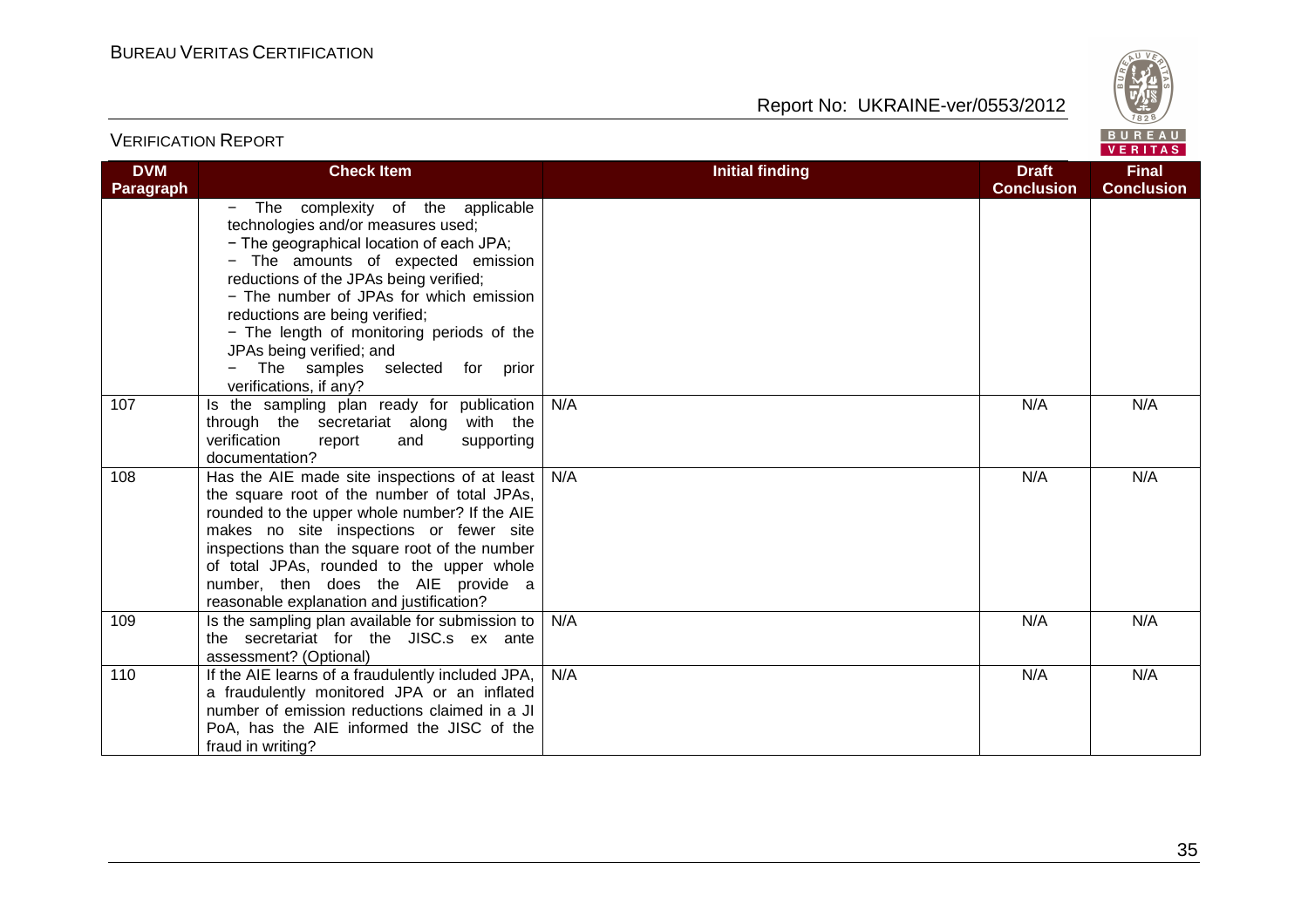| DVM Paragraph | Check Item | Initial finding | Draft Conclusion | Final Conclusion |
|---|---|---|---|---|
| | − The complexity of the applicable technologies and/or measures used;<br>− The geographical location of each JPA;<br>− The amounts of expected emission reductions of the JPAs being verified;<br>− The number of JPAs for which emission reductions are being verified;<br>− The length of monitoring periods of the JPAs being verified; and<br>− The samples selected for prior verifications, if any? | | | |
| 107 | Is the sampling plan ready for publication through the secretariat along with the verification report and supporting documentation? | N/A | N/A | N/A |
| 108 | Has the AIE made site inspections of at least the square root of the number of total JPAs, rounded to the upper whole number? If the AIE makes no site inspections or fewer site inspections than the square root of the number of total JPAs, rounded to the upper whole number, then does the AIE provide a reasonable explanation and justification? | N/A | N/A | N/A |
| 109 | Is the sampling plan available for submission to the secretariat for the JISC.s ex ante assessment? (Optional) | N/A | N/A | N/A |
| 110 | If the AIE learns of a fraudulently included JPA, a fraudulently monitored JPA or an inflated number of emission reductions claimed in a JI PoA, has the AIE informed the JISC of the fraud in writing? | N/A | N/A | N/A |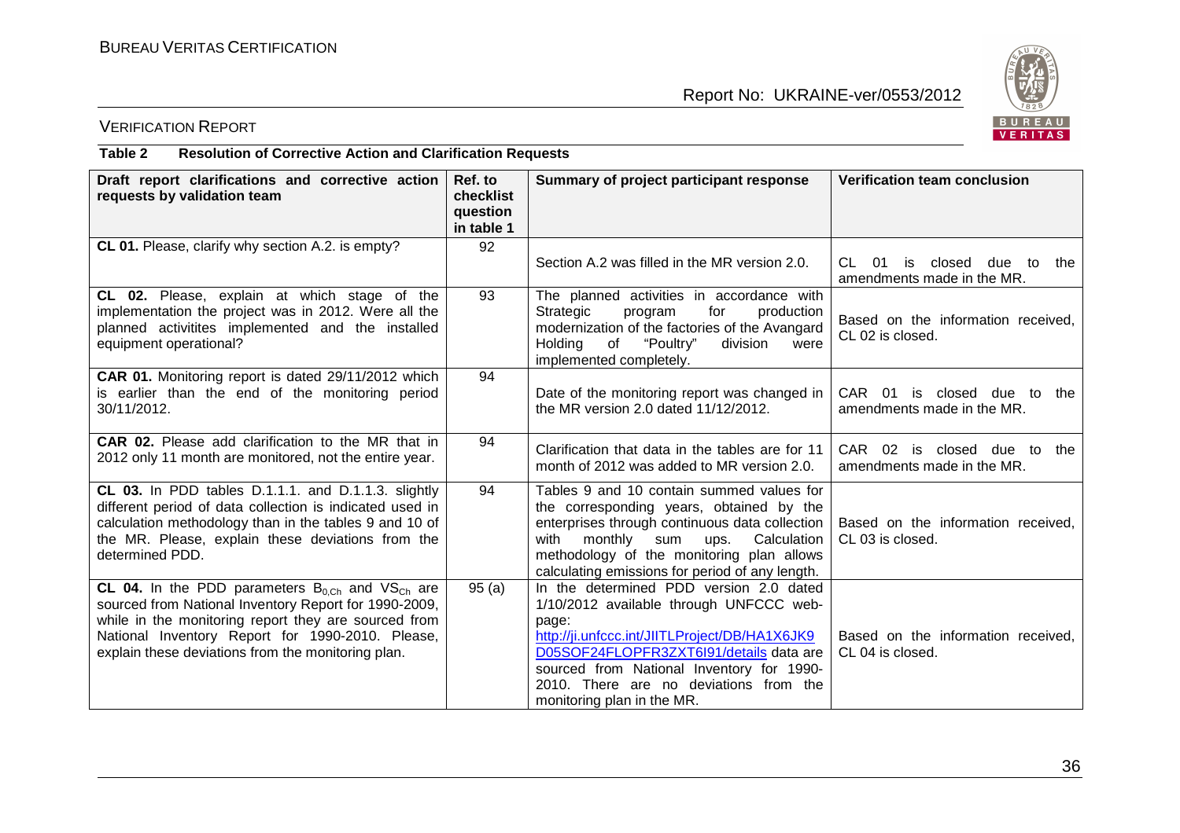VERIFICATION REPORT

**Table 2 Resolution of Corrective Action and Clarification Requests**

| Draft report clarifications and corrective action requests by validation team | Ref. to checklist question in table 1 | Summary of project participant response | Verification team conclusion |
|---|---|---|---|
| **CL 01.** Please, clarify why section A.2. is empty? | 92 | Section A.2 was filled in the MR version 2.0. | CL 01 is closed due to the amendments made in the MR. |
| **CL 02.** Please, explain at which stage of the implementation the project was in 2012. Were all the planned activitites implemented and the installed equipment operational? | 93 | The planned activities in accordance with Strategic program for production modernization of the factories of the Avangard Holding of "Poultry" division were implemented completely. | Based on the information received, CL 02 is closed. |
| **CAR 01.** Monitoring report is dated 29/11/2012 which is earlier than the end of the monitoring period 30/11/2012. | 94 | Date of the monitoring report was changed in the MR version 2.0 dated 11/12/2012. | CAR 01 is closed due to the amendments made in the MR. |
| **CAR 02.** Please add clarification to the MR that in 2012 only 11 month are monitored, not the entire year. | 94 | Clarification that data in the tables are for 11 month of 2012 was added to MR version 2.0. | CAR 02 is closed due to the amendments made in the MR. |
| **CL 03.** In PDD tables D.1.1.1. and D.1.1.3. slightly different period of data collection is indicated used in calculation methodology than in the tables 9 and 10 of the MR. Please, explain these deviations from the determined PDD. | 94 | Tables 9 and 10 contain summed values for the corresponding years, obtained by the enterprises through continuous data collection with monthly sum ups. Calculation methodology of the monitoring plan allows calculating emissions for period of any length. | Based on the information received, CL 03 is closed. |
| **CL 04.** In the PDD parameters $B_{0,Ch}$ and $VS_{Ch}$ are sourced from National Inventory Report for 1990-2009, while in the monitoring report they are sourced from National Inventory Report for 1990-2010. Please, explain these deviations from the monitoring plan. | 95 (a) | In the determined PDD version 2.0 dated 1/10/2012 available through UNFCCC web-page: http://ji.unfccc.int/JIITLProject/DB/HA1X6JK9D05SOF24FLOPFR3ZXT6I91/details data are sourced from National Inventory for 1990-2010. There are no deviations from the monitoring plan in the MR. | Based on the information received, CL 04 is closed. |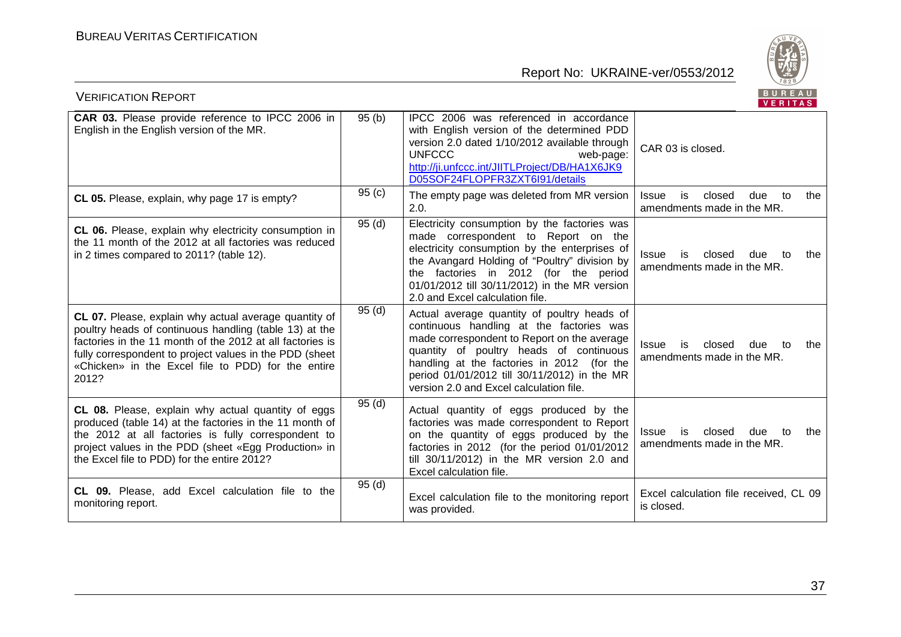| | | | |
|---|---|---|---|
| **CAR 03.** Please provide reference to IPCC 2006 in English in the English version of the MR. | 95 (b) | IPCC 2006 was referenced in accordance with English version of the determined PDD version 2.0 dated 1/10/2012 available through UNFCCC web-page: http://ji.unfccc.int/JIITLProject/DB/HA1X6JK9D05SOF24FLOPFR3ZXT6I91/details | CAR 03 is closed. |
| **CL 05.** Please, explain, why page 17 is empty? | 95 (c) | The empty page was deleted from MR version 2.0. | Issue is closed due to the amendments made in the MR. |
| **CL 06.** Please, explain why electricity consumption in the 11 month of the 2012 at all factories was reduced in 2 times compared to 2011? (table 12). | 95 (d) | Electricity consumption by the factories was made correspondent to Report on the electricity consumption by the enterprises of the Avangard Holding of "Poultry" division by the factories in 2012 (for the period 01/01/2012 till 30/11/2012) in the MR version 2.0 and Excel calculation file. | Issue is closed due to the amendments made in the MR. |
| **CL 07.** Please, explain why actual average quantity of poultry heads of continuous handling (table 13) at the factories in the 11 month of the 2012 at all factories is fully correspondent to project values in the PDD (sheet «Chicken» in the Excel file to PDD) for the entire 2012? | 95 (d) | Actual average quantity of poultry heads of continuous handling at the factories was made correspondent to Report on the average quantity of poultry heads of continuous handling at the factories in 2012 (for the period 01/01/2012 till 30/11/2012) in the MR version 2.0 and Excel calculation file. | Issue is closed due to the amendments made in the MR. |
| **CL 08.** Please, explain why actual quantity of eggs produced (table 14) at the factories in the 11 month of the 2012 at all factories is fully correspondent to project values in the PDD (sheet «Egg Production» in the Excel file to PDD) for the entire 2012? | 95 (d) | Actual quantity of eggs produced by the factories was made correspondent to Report on the quantity of eggs produced by the factories in 2012 (for the period 01/01/2012 till 30/11/2012) in the MR version 2.0 and Excel calculation file. | Issue is closed due to the amendments made in the MR. |
| **CL 09.** Please, add Excel calculation file to the monitoring report. | 95 (d) | Excel calculation file to the monitoring report was provided. | Excel calculation file received, CL 09 is closed. |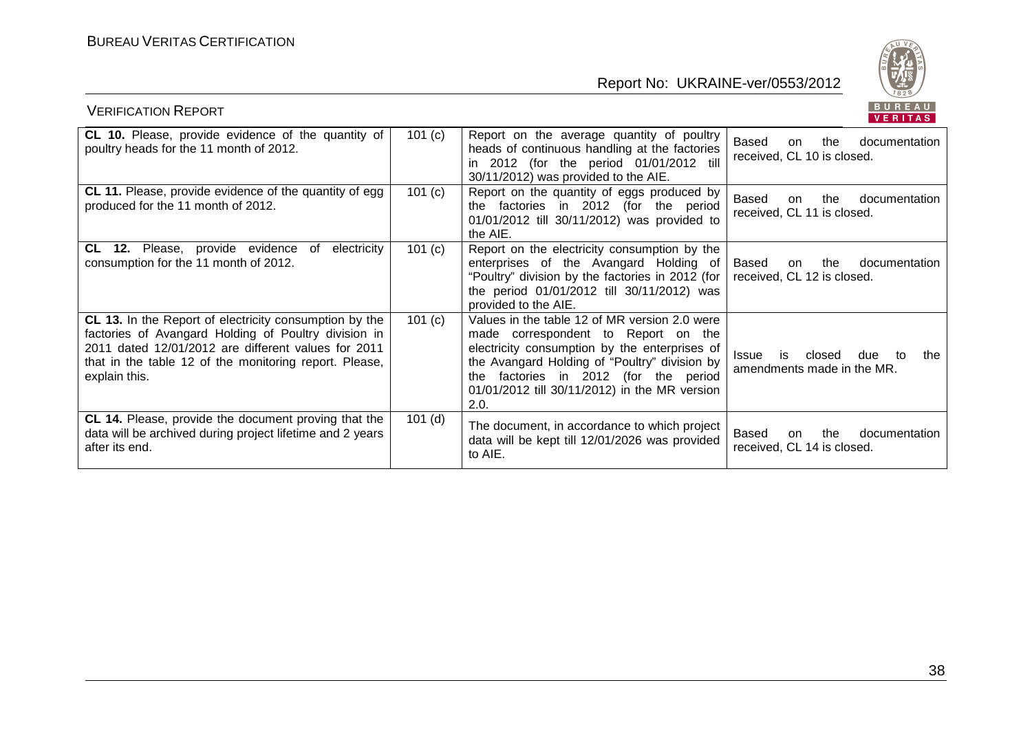| | | | |
|---|---|---|---|
| **CL 10.** Please, provide evidence of the quantity of poultry heads for the 11 month of 2012. | 101 (c) | Report on the average quantity of poultry heads of continuous handling at the factories in 2012 (for the period 01/01/2012 till 30/11/2012) was provided to the AIE. | Based on the documentation received, CL 10 is closed. |
| **CL 11.** Please, provide evidence of the quantity of egg produced for the 11 month of 2012. | 101 (c) | Report on the quantity of eggs produced by the factories in 2012 (for the period 01/01/2012 till 30/11/2012) was provided to the AIE. | Based on the documentation received, CL 11 is closed. |
| **CL 12.** Please, provide evidence of electricity consumption for the 11 month of 2012. | 101 (c) | Report on the electricity consumption by the enterprises of the Avangard Holding of "Poultry" division by the factories in 2012 (for the period 01/01/2012 till 30/11/2012) was provided to the AIE. | Based on the documentation received, CL 12 is closed. |
| **CL 13.** In the Report of electricity consumption by the factories of Avangard Holding of Poultry division in 2011 dated 12/01/2012 are different values for 2011 that in the table 12 of the monitoring report. Please, explain this. | 101 (c) | Values in the table 12 of MR version 2.0 were made correspondent to Report on the electricity consumption by the enterprises of the Avangard Holding of "Poultry" division by the factories in 2012 (for the period 01/01/2012 till 30/11/2012) in the MR version 2.0. | Issue is closed due to the amendments made in the MR. |
| **CL 14.** Please, provide the document proving that the data will be archived during project lifetime and 2 years after its end. | 101 (d) | The document, in accordance to which project data will be kept till 12/01/2026 was provided to AIE. | Based on the documentation received, CL 14 is closed. |